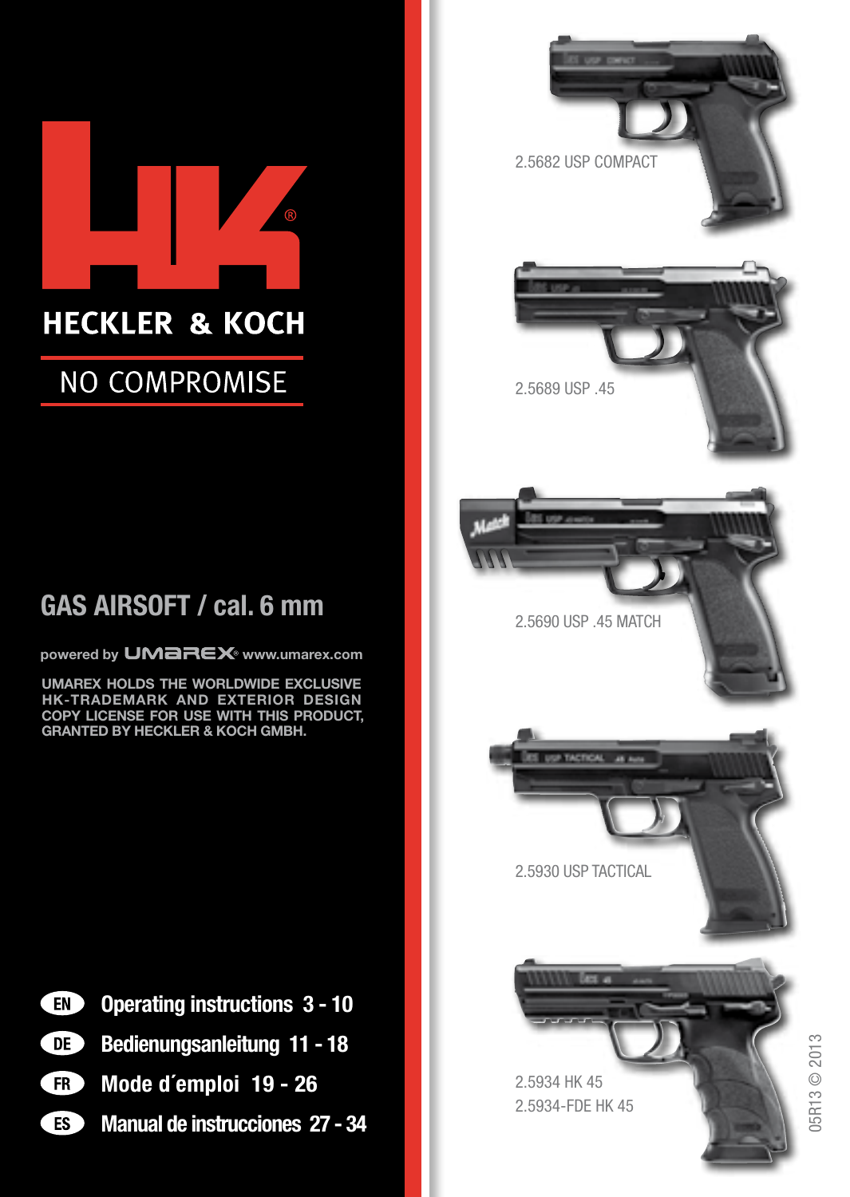# HECKLER & KOCH

NO COMPROMISE

## GAS AIRSOFT / cal. 6 mm

powered by UMAREX® www.umarex.com

**UMAREX HOLDS THE WORLDWIDE EXCLUSIVE HK-TRADEMARK AND EXTERIOR DESIGN COPY LICENSE FOR USE WITH THIS PRODUCT, GRANTED BY HECKLER & KOCH GMBH.**

- **EN** Operating instructions 3 - 10
- **DE** Bedienungsanleitung 11 - 18
- **FR** Mode d´emploi 19 - 26
- **ES** Manual de instrucciones 27 - 34

2.5682 USP COMPACT

2.5689 USP .45

2.5690 USP .45 MATCH

2.5930 USP TACTICAL

2.5934 HK 45
2.5934-FDE HK 45

05R13 © 2013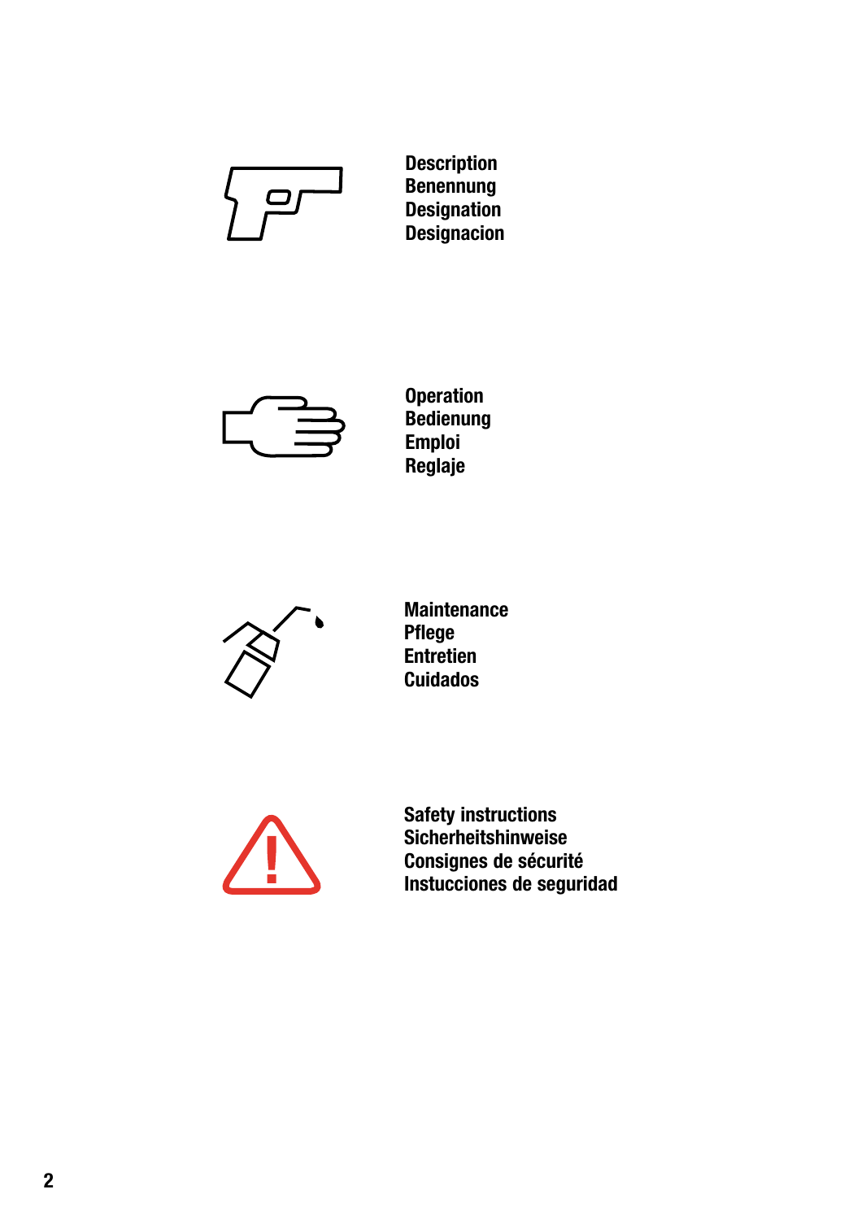**Description**
**Benennung**
**Designation**
**Designacion**

**Operation**
**Bedienung**
**Emploi**
**Reglaje**

**Maintenance**
**Pflege**
**Entretien**
**Cuidados**

**Safety instructions**
**Sicherheitshinweise**
**Consignes de sécurité**
**Instucciones de seguridad**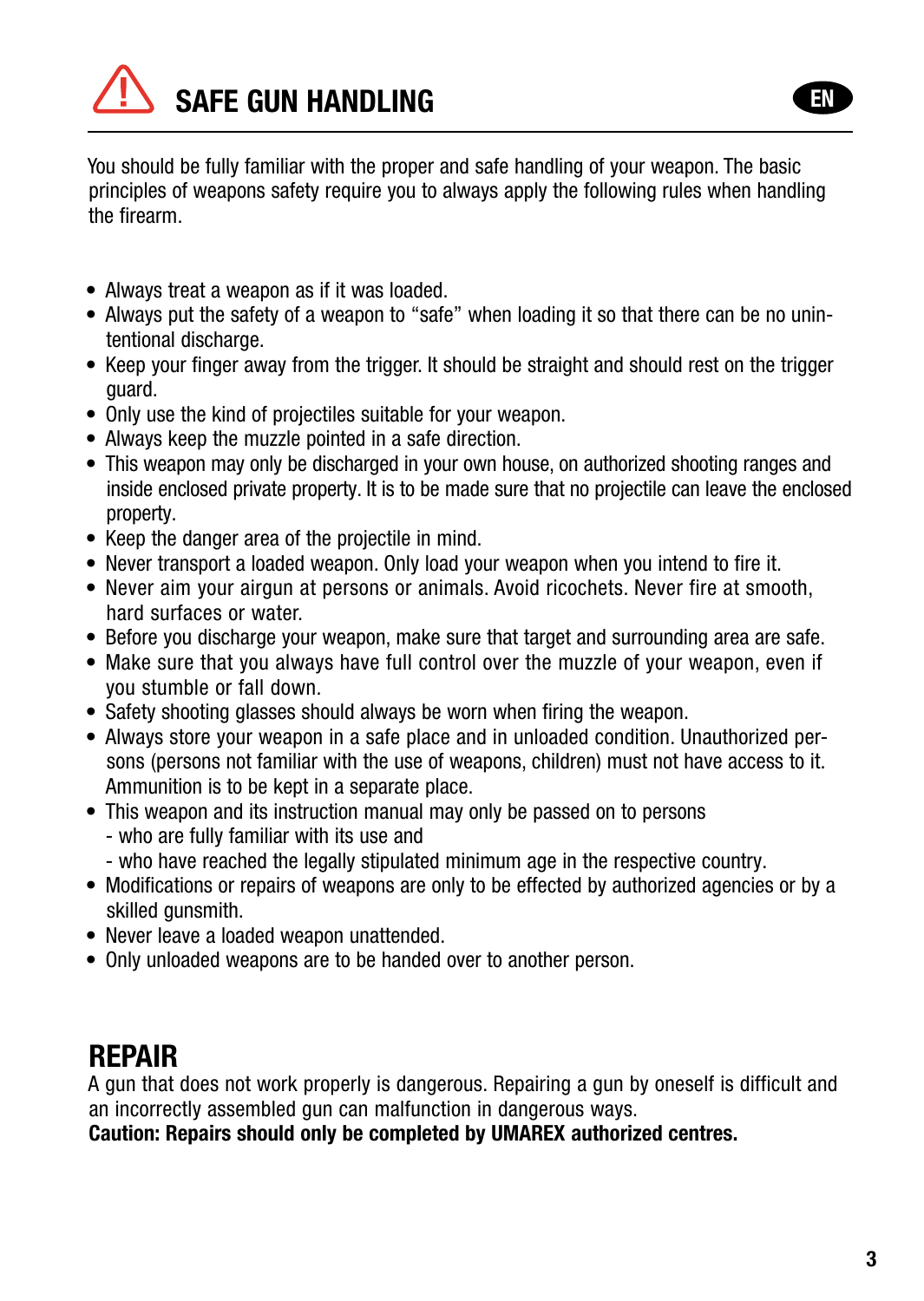# SAFE GUN HANDLING

You should be fully familiar with the proper and safe handling of your weapon. The basic principles of weapons safety require you to always apply the following rules when handling the firearm.

- Always treat a weapon as if it was loaded.
- Always put the safety of a weapon to "safe" when loading it so that there can be no unintentional discharge.
- Keep your finger away from the trigger. It should be straight and should rest on the trigger guard.
- Only use the kind of projectiles suitable for your weapon.
- Always keep the muzzle pointed in a safe direction.
- This weapon may only be discharged in your own house, on authorized shooting ranges and inside enclosed private property. It is to be made sure that no projectile can leave the enclosed property.
- Keep the danger area of the projectile in mind.
- Never transport a loaded weapon. Only load your weapon when you intend to fire it.
- Never aim your airgun at persons or animals. Avoid ricochets. Never fire at smooth, hard surfaces or water.
- Before you discharge your weapon, make sure that target and surrounding area are safe.
- Make sure that you always have full control over the muzzle of your weapon, even if you stumble or fall down.
- Safety shooting glasses should always be worn when firing the weapon.
- Always store your weapon in a safe place and in unloaded condition. Unauthorized persons (persons not familiar with the use of weapons, children) must not have access to it. Ammunition is to be kept in a separate place.
- This weapon and its instruction manual may only be passed on to persons
  - who are fully familiar with its use and
  - who have reached the legally stipulated minimum age in the respective country.
- Modifications or repairs of weapons are only to be effected by authorized agencies or by a skilled gunsmith.
- Never leave a loaded weapon unattended.
- Only unloaded weapons are to be handed over to another person.

## REPAIR

A gun that does not work properly is dangerous. Repairing a gun by oneself is difficult and an incorrectly assembled gun can malfunction in dangerous ways.

**Caution: Repairs should only be completed by UMAREX authorized centres.**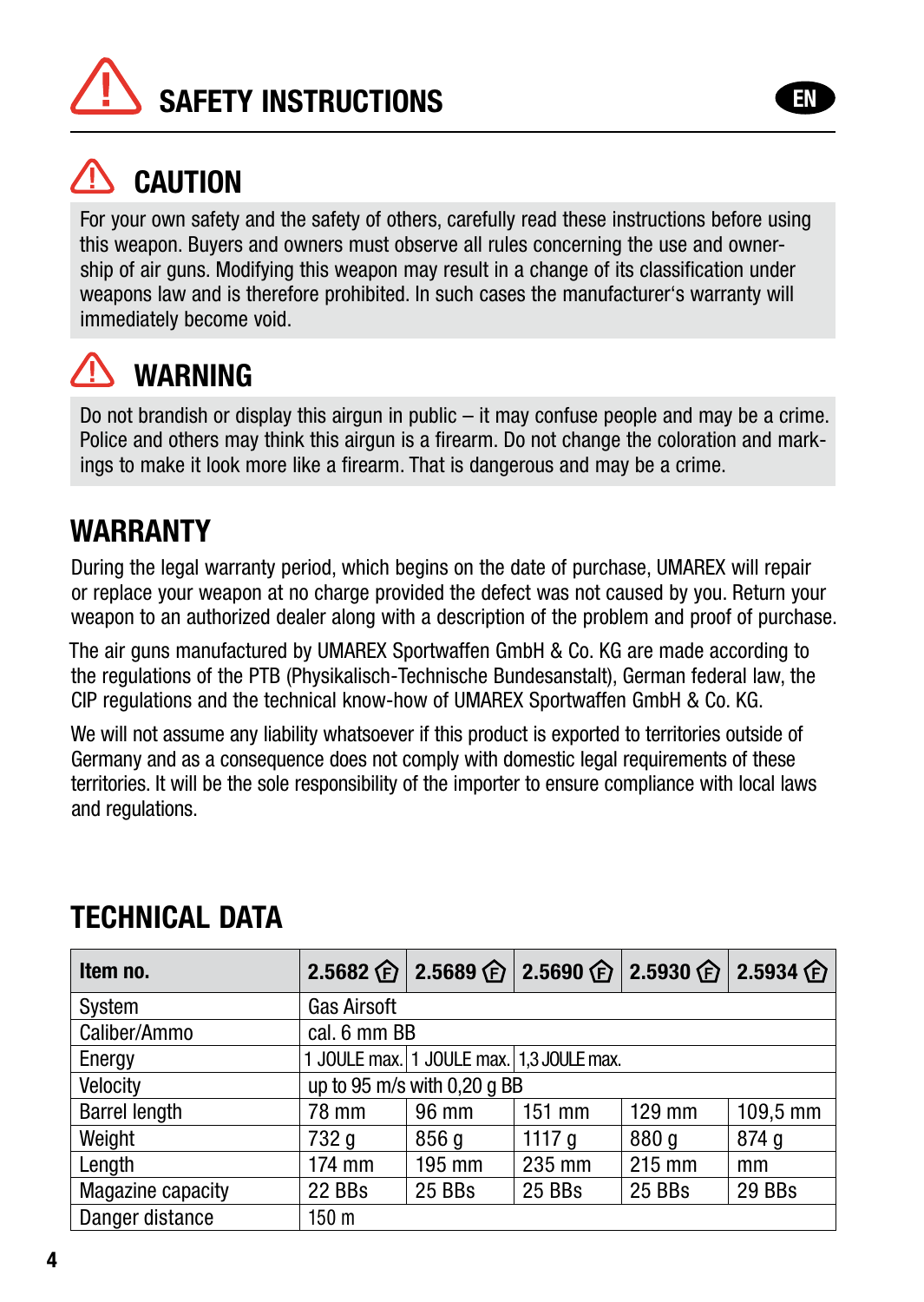# SAFETY INSTRUCTIONS

EN

## CAUTION

For your own safety and the safety of others, carefully read these instructions before using this weapon. Buyers and owners must observe all rules concerning the use and ownership of air guns. Modifying this weapon may result in a change of its classification under weapons law and is therefore prohibited. In such cases the manufacturer's warranty will immediately become void.

## WARNING

Do not brandish or display this airgun in public – it may confuse people and may be a crime. Police and others may think this airgun is a firearm. Do not change the coloration and markings to make it look more like a firearm. That is dangerous and may be a crime.

## WARRANTY

During the legal warranty period, which begins on the date of purchase, UMAREX will repair or replace your weapon at no charge provided the defect was not caused by you. Return your weapon to an authorized dealer along with a description of the problem and proof of purchase.

The air guns manufactured by UMAREX Sportwaffen GmbH & Co. KG are made according to the regulations of the PTB (Physikalisch-Technische Bundesanstalt), German federal law, the CIP regulations and the technical know-how of UMAREX Sportwaffen GmbH & Co. KG.

We will not assume any liability whatsoever if this product is exported to territories outside of Germany and as a consequence does not comply with domestic legal requirements of these territories. It will be the sole responsibility of the importer to ensure compliance with local laws and regulations.

## TECHNICAL DATA

| Item no. | 2.5682 Ⓕ | 2.5689 Ⓕ | 2.5690 Ⓕ | 2.5930 Ⓕ | 2.5934 Ⓕ |
|---|---|---|---|---|---|
| System | Gas Airsoft | | | | |
| Caliber/Ammo | cal. 6 mm BB | | | | |
| Energy | 1 JOULE max. | 1 JOULE max. | 1,3 JOULE max. | | |
| Velocity | up to 95 m/s with 0,20 g BB | | | | |
| Barrel length | 78 mm | 96 mm | 151 mm | 129 mm | 109,5 mm |
| Weight | 732 g | 856 g | 1117 g | 880 g | 874 g |
| Length | 174 mm | 195 mm | 235 mm | 215 mm | mm |
| Magazine capacity | 22 BBs | 25 BBs | 25 BBs | 25 BBs | 29 BBs |
| Danger distance | 150 m | | | | |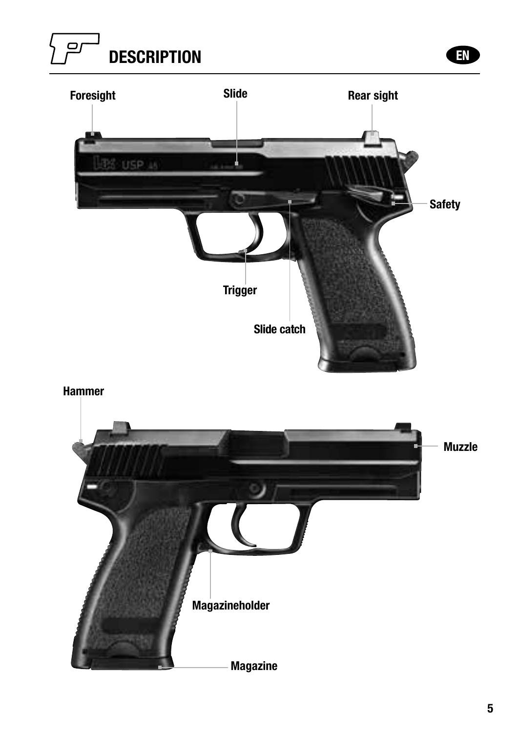# DESCRIPTION

EN

Foresight

Slide

Rear sight

Safety

Trigger

Slide catch

Hammer

Muzzle

Magazineholder

Magazine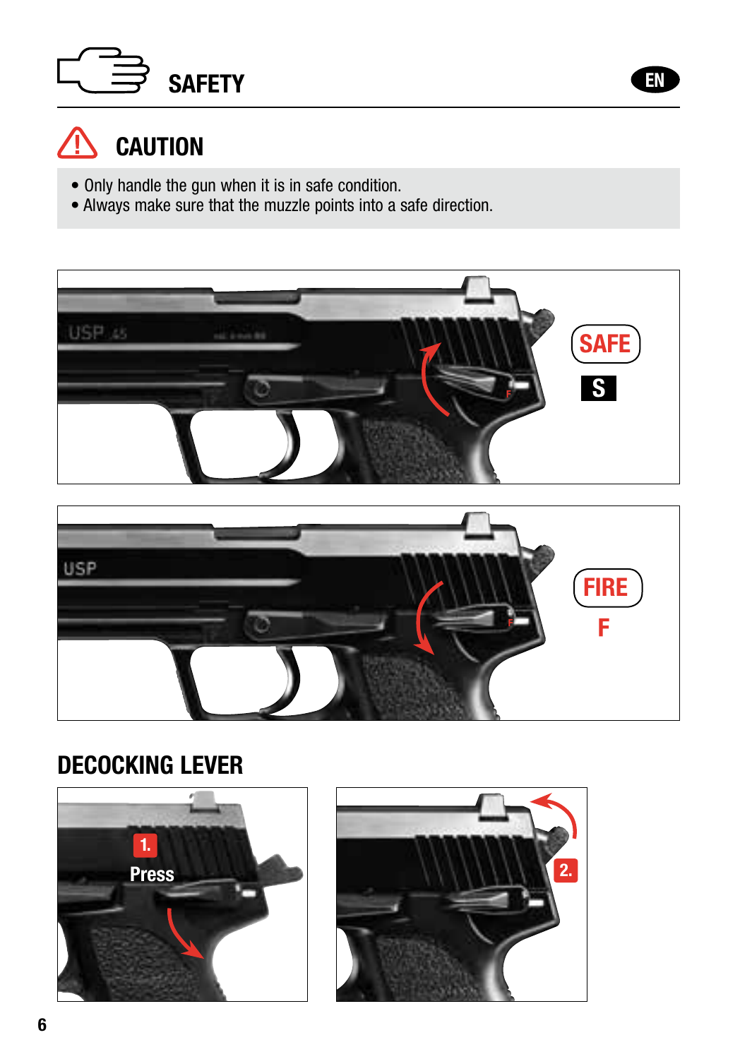# SAFETY

## CAUTION

- Only handle the gun when it is in safe condition.
- Always make sure that the muzzle points into a safe direction.

SAFE

S

FIRE

F

## DECOCKING LEVER

1. Press

2.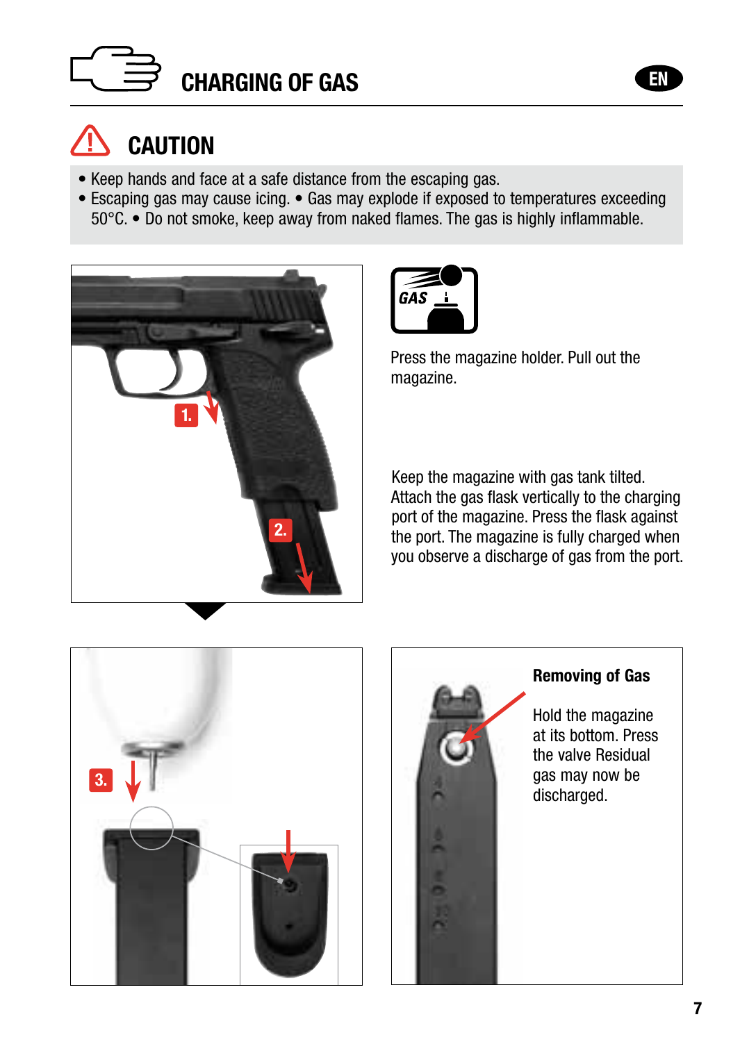# CHARGING OF GAS

## CAUTION

- Keep hands and face at a safe distance from the escaping gas.
- Escaping gas may cause icing. • Gas may explode if exposed to temperatures exceeding 50°C. • Do not smoke, keep away from naked flames. The gas is highly inflammable.

Press the magazine holder. Pull out the magazine.

Keep the magazine with gas tank tilted. Attach the gas flask vertically to the charging port of the magazine. Press the flask against the port. The magazine is fully charged when you observe a discharge of gas from the port.

**Removing of Gas**

Hold the magazine at its bottom. Press the valve Residual gas may now be discharged.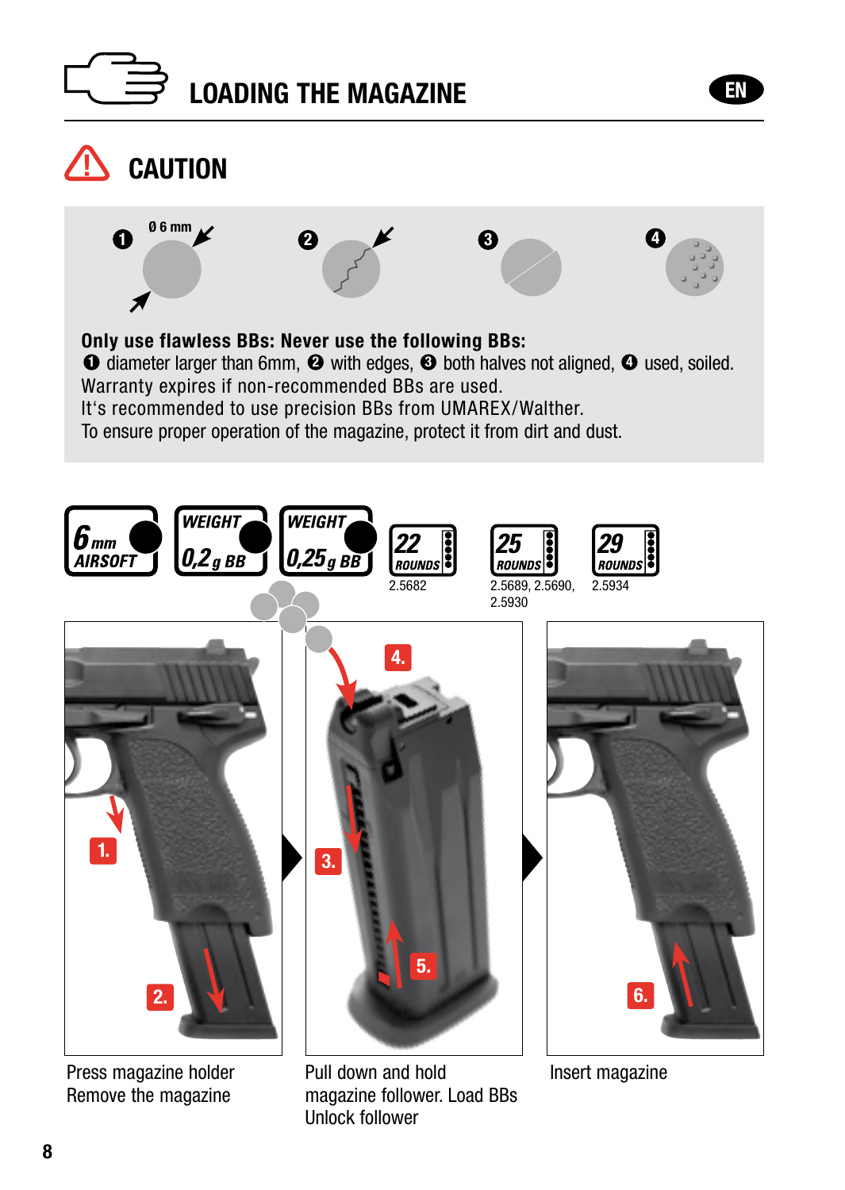# LOADING THE MAGAZINE

EN

## CAUTION

❶ Ø 6 mm ❷ ❸ ❹

**Only use flawless BBs: Never use the following BBs:**
❶ diameter larger than 6mm, ❷ with edges, ❸ both halves not aligned, ❹ used, soiled.
Warranty expires if non-recommended BBs are used.
It's recommended to use precision BBs from UMAREX/Walther.
To ensure proper operation of the magazine, protect it from dirt and dust.

6 mm AIRSOFT | WEIGHT 0,2 g BB | WEIGHT 0,25 g BB | 22 ROUNDS 2.5682 | 25 ROUNDS 2.5689, 2.5690, 2.5930 | 29 ROUNDS 2.5934

1. 2. Press magazine holder
Remove the magazine

3. 4. 5. Pull down and hold
magazine follower. Load BBs
Unlock follower

6. Insert magazine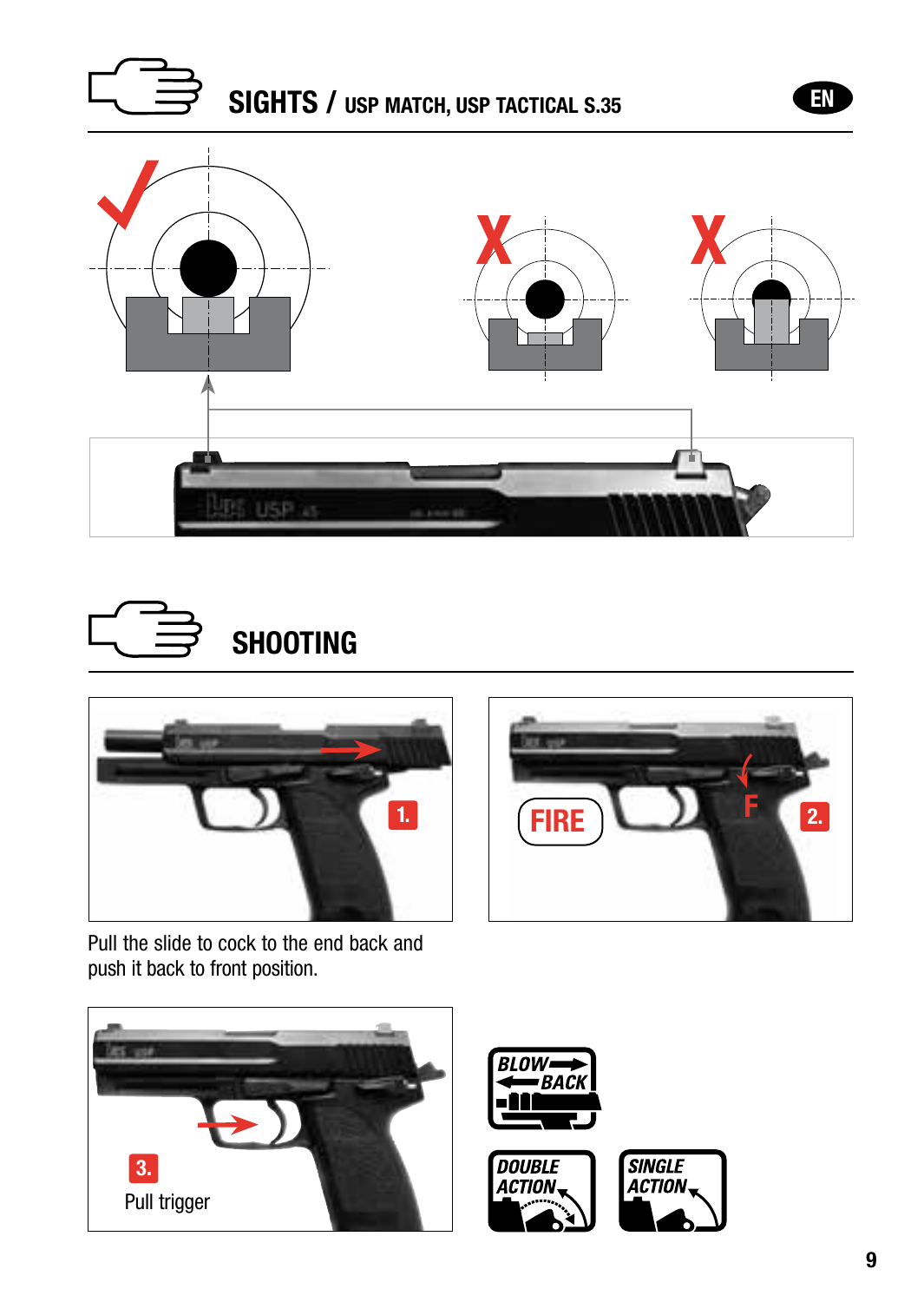## SIGHTS / USP MATCH, USP TACTICAL S.35

## SHOOTING

1.

Pull the slide to cock to the end back and push it back to front position.

2.

FIRE

F

3.

Pull trigger

BLOW BACK

DOUBLE ACTION

SINGLE ACTION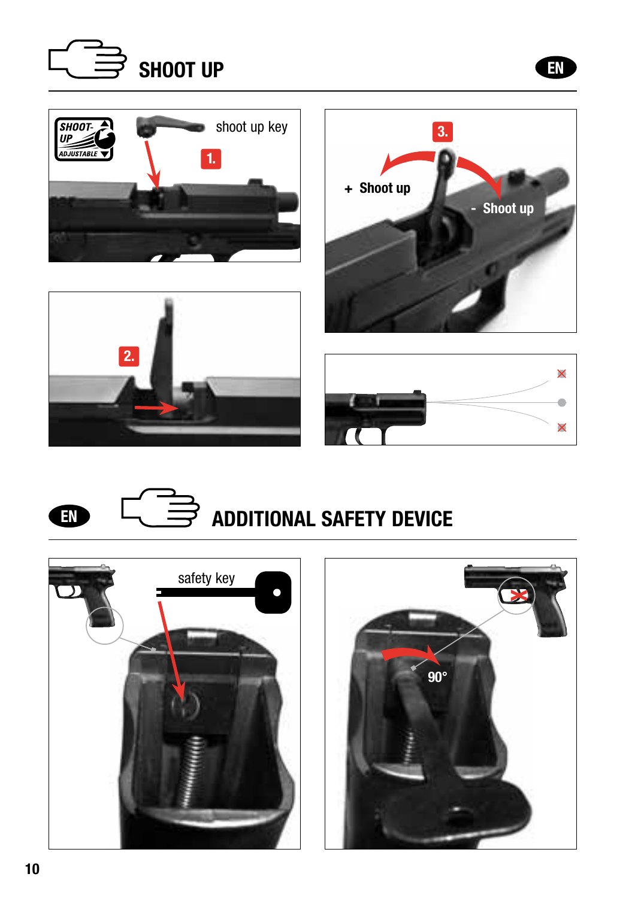## SHOOT UP

EN

SHOOT-UP ADJUSTABLE

shoot up key

1.

2.

3.

+ Shoot up

- Shoot up

## ADDITIONAL SAFETY DEVICE

EN

safety key

90°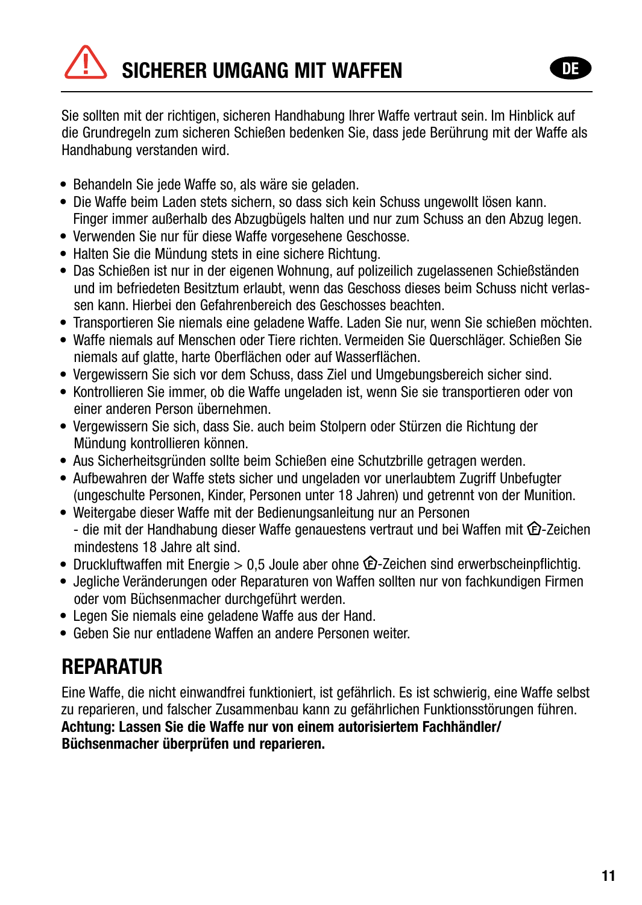# SICHERER UMGANG MIT WAFFEN

Sie sollten mit der richtigen, sicheren Handhabung Ihrer Waffe vertraut sein. Im Hinblick auf die Grundregeln zum sicheren Schießen bedenken Sie, dass jede Berührung mit der Waffe als Handhabung verstanden wird.

- Behandeln Sie jede Waffe so, als wäre sie geladen.
- Die Waffe beim Laden stets sichern, so dass sich kein Schuss ungewollt lösen kann. Finger immer außerhalb des Abzugbügels halten und nur zum Schuss an den Abzug legen.
- Verwenden Sie nur für diese Waffe vorgesehene Geschosse.
- Halten Sie die Mündung stets in eine sichere Richtung.
- Das Schießen ist nur in der eigenen Wohnung, auf polizeilich zugelassenen Schießständen und im befriedeten Besitztum erlaubt, wenn das Geschoss dieses beim Schuss nicht verlassen kann. Hierbei den Gefahrenbereich des Geschosses beachten.
- Transportieren Sie niemals eine geladene Waffe. Laden Sie nur, wenn Sie schießen möchten.
- Waffe niemals auf Menschen oder Tiere richten. Vermeiden Sie Querschläger. Schießen Sie niemals auf glatte, harte Oberflächen oder auf Wasserflächen.
- Vergewissern Sie sich vor dem Schuss, dass Ziel und Umgebungsbereich sicher sind.
- Kontrollieren Sie immer, ob die Waffe ungeladen ist, wenn Sie sie transportieren oder von einer anderen Person übernehmen.
- Vergewissern Sie sich, dass Sie. auch beim Stolpern oder Stürzen die Richtung der Mündung kontrollieren können.
- Aus Sicherheitsgründen sollte beim Schießen eine Schutzbrille getragen werden.
- Aufbewahren der Waffe stets sicher und ungeladen vor unerlaubtem Zugriff Unbefugter (ungeschulte Personen, Kinder, Personen unter 18 Jahren) und getrennt von der Munition.
- Weitergabe dieser Waffe mit der Bedienungsanleitung nur an Personen
  - die mit der Handhabung dieser Waffe genauestens vertraut und bei Waffen mit Ⓕ-Zeichen mindestens 18 Jahre alt sind.
- Druckluftwaffen mit Energie > 0,5 Joule aber ohne Ⓕ-Zeichen sind erwerbscheinpflichtig.
- Jegliche Veränderungen oder Reparaturen von Waffen sollten nur von fachkundigen Firmen oder vom Büchsenmacher durchgeführt werden.
- Legen Sie niemals eine geladene Waffe aus der Hand.
- Geben Sie nur entladene Waffen an andere Personen weiter.

## REPARATUR

Eine Waffe, die nicht einwandfrei funktioniert, ist gefährlich. Es ist schwierig, eine Waffe selbst zu reparieren, und falscher Zusammenbau kann zu gefährlichen Funktionsstörungen führen.
**Achtung: Lassen Sie die Waffe nur von einem autorisiertem Fachhändler/ Büchsenmacher überprüfen und reparieren.**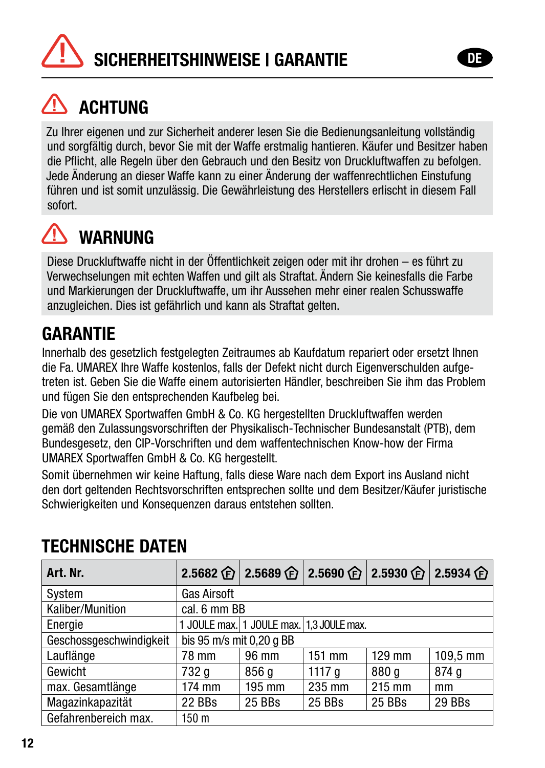# SICHERHEITSHINWEISE I GARANTIE

## ACHTUNG

Zu Ihrer eigenen und zur Sicherheit anderer lesen Sie die Bedienungsanleitung vollständig und sorgfältig durch, bevor Sie mit der Waffe erstmalig hantieren. Käufer und Besitzer haben die Pflicht, alle Regeln über den Gebrauch und den Besitz von Druckluftwaffen zu befolgen. Jede Änderung an dieser Waffe kann zu einer Änderung der waffenrechtlichen Einstufung führen und ist somit unzulässig. Die Gewährleistung des Herstellers erlischt in diesem Fall sofort.

## WARNUNG

Diese Druckluftwaffe nicht in der Öffentlichkeit zeigen oder mit ihr drohen – es führt zu Verwechselungen mit echten Waffen und gilt als Straftat. Ändern Sie keinesfalls die Farbe und Markierungen der Druckluftwaffe, um ihr Aussehen mehr einer realen Schusswaffe anzugleichen. Dies ist gefährlich und kann als Straftat gelten.

## GARANTIE

Innerhalb des gesetzlich festgelegten Zeitraumes ab Kaufdatum repariert oder ersetzt Ihnen die Fa. UMAREX Ihre Waffe kostenlos, falls der Defekt nicht durch Eigenverschulden aufgetreten ist. Geben Sie die Waffe einem autorisierten Händler, beschreiben Sie ihm das Problem und fügen Sie den entsprechenden Kaufbeleg bei.

Die von UMAREX Sportwaffen GmbH & Co. KG hergestellten Druckluftwaffen werden gemäß den Zulassungsvorschriften der Physikalisch-Technischer Bundesanstalt (PTB), dem Bundesgesetz, den CIP-Vorschriften und dem waffentechnischen Know-how der Firma UMAREX Sportwaffen GmbH & Co. KG hergestellt.

Somit übernehmen wir keine Haftung, falls diese Ware nach dem Export ins Ausland nicht den dort geltenden Rechtsvorschriften entsprechen sollte und dem Besitzer/Käufer juristische Schwierigkeiten und Konsequenzen daraus entstehen sollten.

## TECHNISCHE DATEN

| Art. Nr. | 2.5682 (F) | 2.5689 (F) | 2.5690 (F) | 2.5930 (F) | 2.5934 (F) |
|---|---|---|---|---|---|
| System | Gas Airsoft | | | | |
| Kaliber/Munition | cal. 6 mm BB | | | | |
| Energie | 1 JOULE max. | 1 JOULE max. | 1,3 JOULE max. | | |
| Geschossgeschwindigkeit | bis 95 m/s mit 0,20 g BB | | | | |
| Lauflänge | 78 mm | 96 mm | 151 mm | 129 mm | 109,5 mm |
| Gewicht | 732 g | 856 g | 1117 g | 880 g | 874 g |
| max. Gesamtlänge | 174 mm | 195 mm | 235 mm | 215 mm | mm |
| Magazinkapazität | 22 BBs | 25 BBs | 25 BBs | 25 BBs | 29 BBs |
| Gefahrenbereich max. | 150 m | | | | |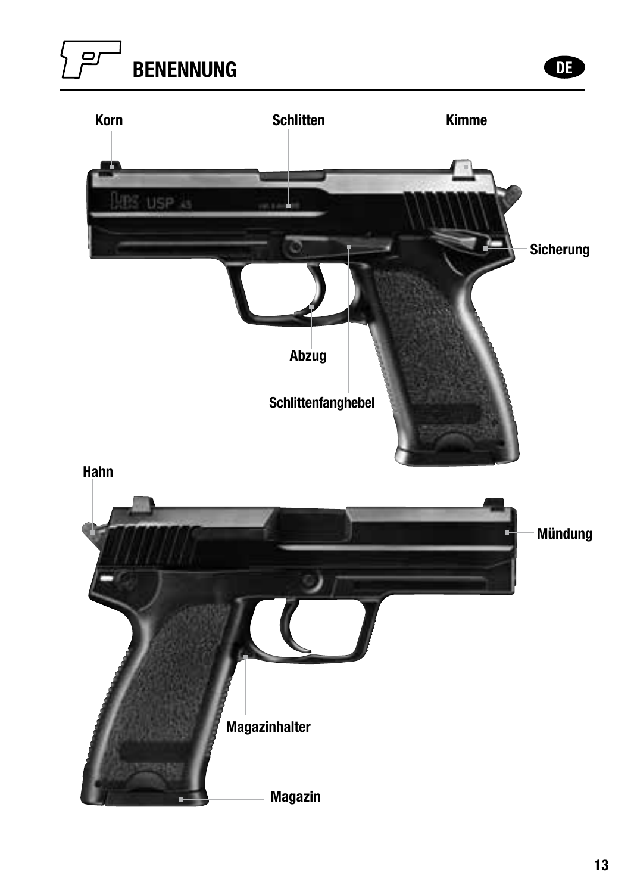# BENENNUNG

Korn

Schlitten

Kimme

Sicherung

Abzug

Schlittenfanghebel

Hahn

Mündung

Magazinhalter

Magazin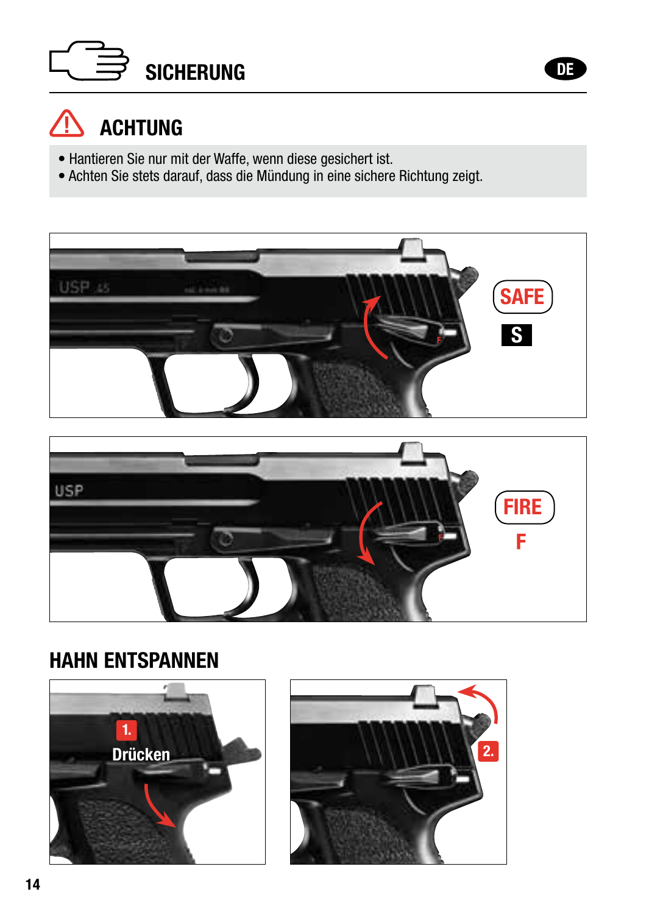# SICHERUNG

## ACHTUNG

- Hantieren Sie nur mit der Waffe, wenn diese gesichert ist.
- Achten Sie stets darauf, dass die Mündung in eine sichere Richtung zeigt.

SAFE

S

FIRE

F

## HAHN ENTSPANNEN

1. Drücken

2.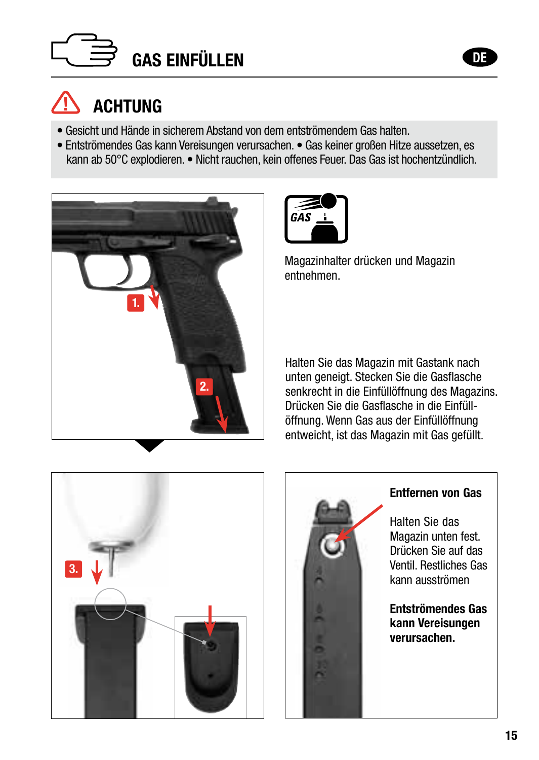# GAS EINFÜLLEN

## ACHTUNG

- Gesicht und Hände in sicherem Abstand von dem entströmendem Gas halten.
- Entströmendes Gas kann Vereisungen verursachen. • Gas keiner großen Hitze aussetzen, es kann ab 50°C explodieren. • Nicht rauchen, kein offenes Feuer. Das Gas ist hochentzündlich.

1. 2.

GAS

Magazinhalter drücken und Magazin entnehmen.

Halten Sie das Magazin mit Gastank nach unten geneigt. Stecken Sie die Gasflasche senkrecht in die Einfüllöffnung des Magazins. Drücken Sie die Gasflasche in die Einfüllöffnung. Wenn Gas aus der Einfüllöffnung entweicht, ist das Magazin mit Gas gefüllt.

3.

**Entfernen von Gas**

Halten Sie das Magazin unten fest. Drücken Sie auf das Ventil. Restliches Gas kann ausströmen

**Entströmendes Gas kann Vereisungen verursachen.**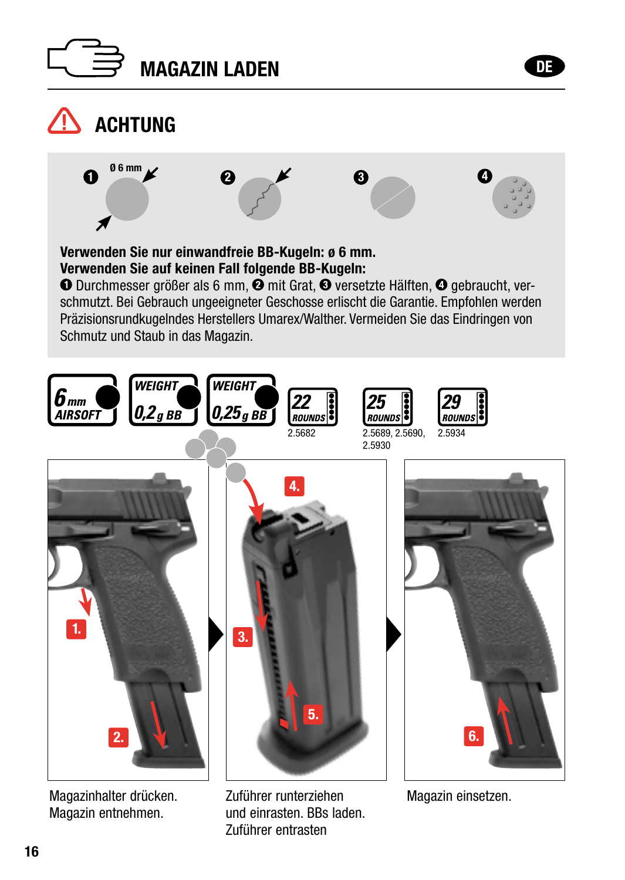# MAGAZIN LADEN

DE

## ACHTUNG

❶ Ø 6 mm ❷ ❸ ❹

**Verwenden Sie nur einwandfreie BB-Kugeln: ø 6 mm.**
**Verwenden Sie auf keinen Fall folgende BB-Kugeln:**
❶ Durchmesser größer als 6 mm, ❷ mit Grat, ❸ versetzte Hälften, ❹ gebraucht, verschmutzt. Bei Gebrauch ungeeigneter Geschosse erlischt die Garantie. Empfohlen werden Präzisionsrundkugelndes Herstellers Umarex/Walther. Vermeiden Sie das Eindringen von Schmutz und Staub in das Magazin.

6 mm AIRSOFT | WEIGHT 0,2 g BB | WEIGHT 0,25 g BB | 22 ROUNDS 2.5682 | 25 ROUNDS 2.5689, 2.5690, 2.5930 | 29 ROUNDS 2.5934

1. 2. Magazinhalter drücken. Magazin entnehmen.

3. 4. 5. Zuführer runterziehen und einrasten. BBs laden. Zuführer entrasten

6. Magazin einsetzen.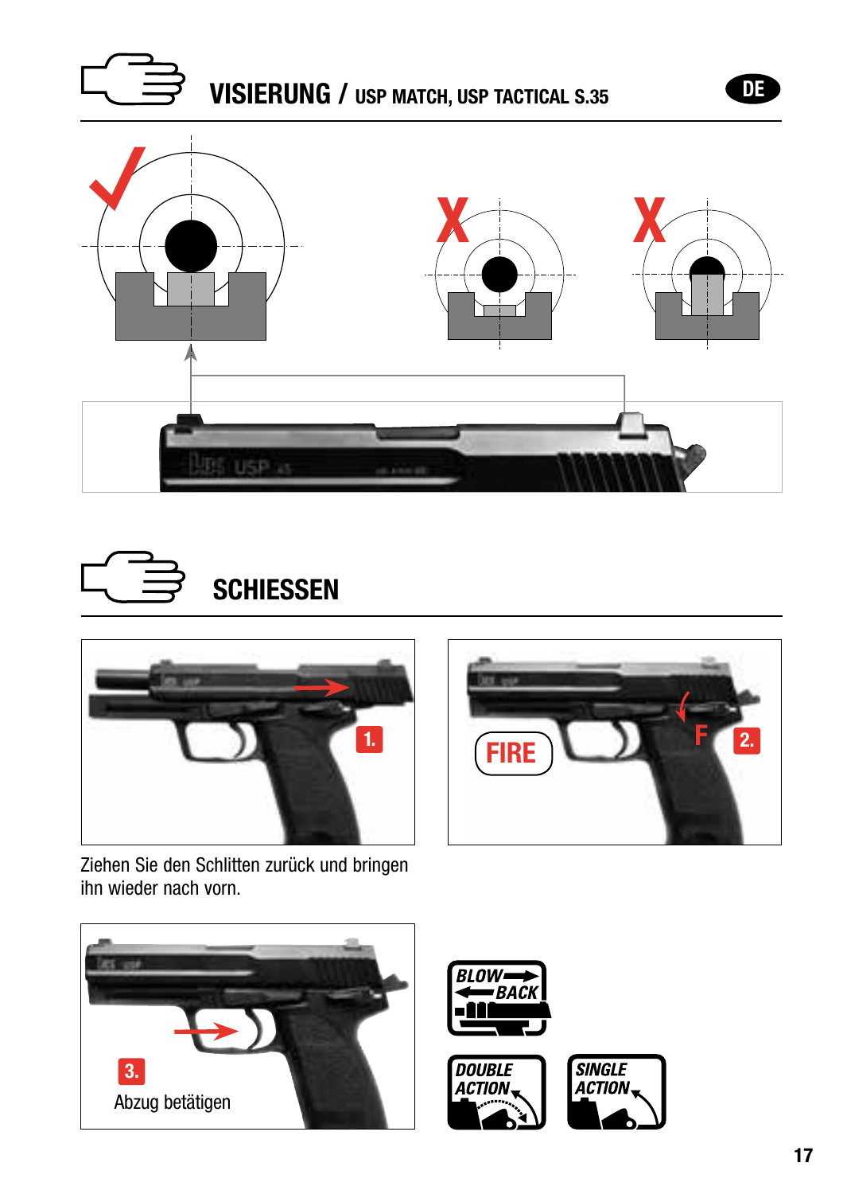## VISIERUNG / USP MATCH, USP TACTICAL S.35

## SCHIESSEN

1.

Ziehen Sie den Schlitten zurück und bringen ihn wieder nach vorn.

FIRE

F

2.

3.

Abzug betätigen

BLOW BACK

DOUBLE ACTION

SINGLE ACTION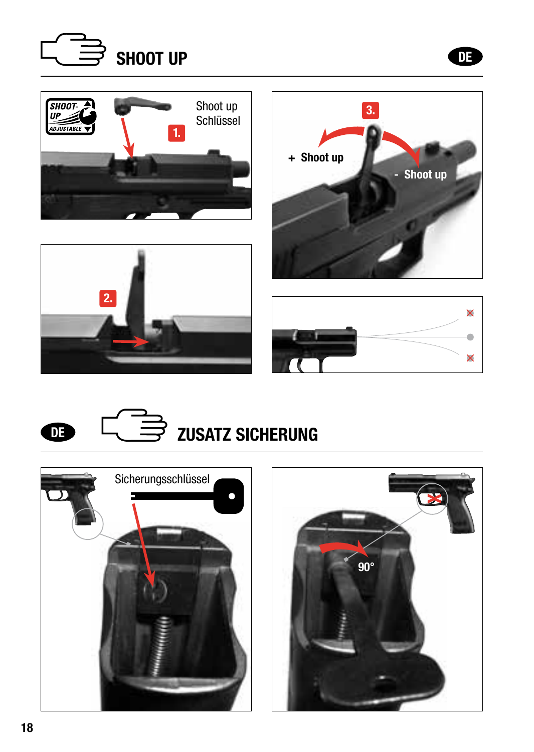# SHOOT UP

Shoot up Schlüssel

1.

2.

3.

+ Shoot up

- Shoot up

# ZUSATZ SICHERUNG

Sicherungsschlüssel

90°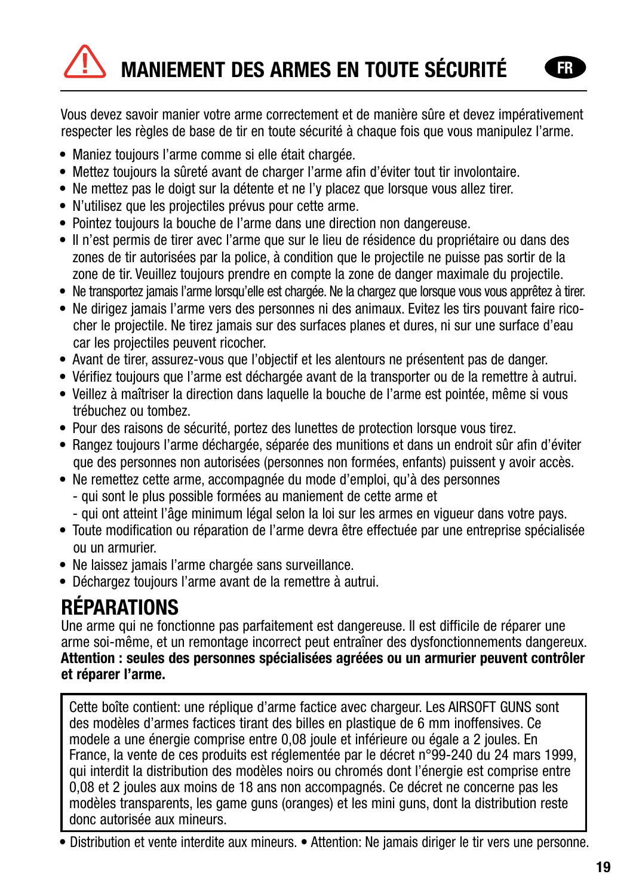# MANIEMENT DES ARMES EN TOUTE SÉCURITÉ

FR

Vous devez savoir manier votre arme correctement et de manière sûre et devez impérativement respecter les règles de base de tir en toute sécurité à chaque fois que vous manipulez l'arme.

- Maniez toujours l'arme comme si elle était chargée.
- Mettez toujours la sûreté avant de charger l'arme afin d'éviter tout tir involontaire.
- Ne mettez pas le doigt sur la détente et ne l'y placez que lorsque vous allez tirer.
- N'utilisez que les projectiles prévus pour cette arme.
- Pointez toujours la bouche de l'arme dans une direction non dangereuse.
- Il n'est permis de tirer avec l'arme que sur le lieu de résidence du propriétaire ou dans des zones de tir autorisées par la police, à condition que le projectile ne puisse pas sortir de la zone de tir. Veuillez toujours prendre en compte la zone de danger maximale du projectile.
- Ne transportez jamais l'arme lorsqu'elle est chargée. Ne la chargez que lorsque vous vous apprêtez à tirer.
- Ne dirigez jamais l'arme vers des personnes ni des animaux. Evitez les tirs pouvant faire ricocher le projectile. Ne tirez jamais sur des surfaces planes et dures, ni sur une surface d'eau car les projectiles peuvent ricocher.
- Avant de tirer, assurez-vous que l'objectif et les alentours ne présentent pas de danger.
- Vérifiez toujours que l'arme est déchargée avant de la transporter ou de la remettre à autrui.
- Veillez à maîtriser la direction dans laquelle la bouche de l'arme est pointée, même si vous trébuchez ou tombez.
- Pour des raisons de sécurité, portez des lunettes de protection lorsque vous tirez.
- Rangez toujours l'arme déchargée, séparée des munitions et dans un endroit sûr afin d'éviter que des personnes non autorisées (personnes non formées, enfants) puissent y avoir accès.
- Ne remettez cette arme, accompagnée du mode d'emploi, qu'à des personnes
  - qui sont le plus possible formées au maniement de cette arme et
  - qui ont atteint l'âge minimum légal selon la loi sur les armes en vigueur dans votre pays.
- Toute modification ou réparation de l'arme devra être effectuée par une entreprise spécialisée ou un armurier.
- Ne laissez jamais l'arme chargée sans surveillance.
- Déchargez toujours l'arme avant de la remettre à autrui.

## RÉPARATIONS

Une arme qui ne fonctionne pas parfaitement est dangereuse. Il est difficile de réparer une arme soi-même, et un remontage incorrect peut entraîner des dysfonctionnements dangereux. **Attention : seules des personnes spécialisées agréées ou un armurier peuvent contrôler et réparer l'arme.**

Cette boîte contient: une réplique d'arme factice avec chargeur. Les AIRSOFT GUNS sont des modèles d'armes factices tirant des billes en plastique de 6 mm inoffensives. Ce modele a une énergie comprise entre 0,08 joule et inférieure ou égale a 2 joules. En France, la vente de ces produits est réglementée par le décret n°99-240 du 24 mars 1999, qui interdit la distribution des modèles noirs ou chromés dont l'énergie est comprise entre 0,08 et 2 joules aux moins de 18 ans non accompagnés. Ce décret ne concerne pas les modèles transparents, les game guns (oranges) et les mini guns, dont la distribution reste donc autorisée aux mineurs.

• Distribution et vente interdite aux mineurs. • Attention: Ne jamais diriger le tir vers une personne.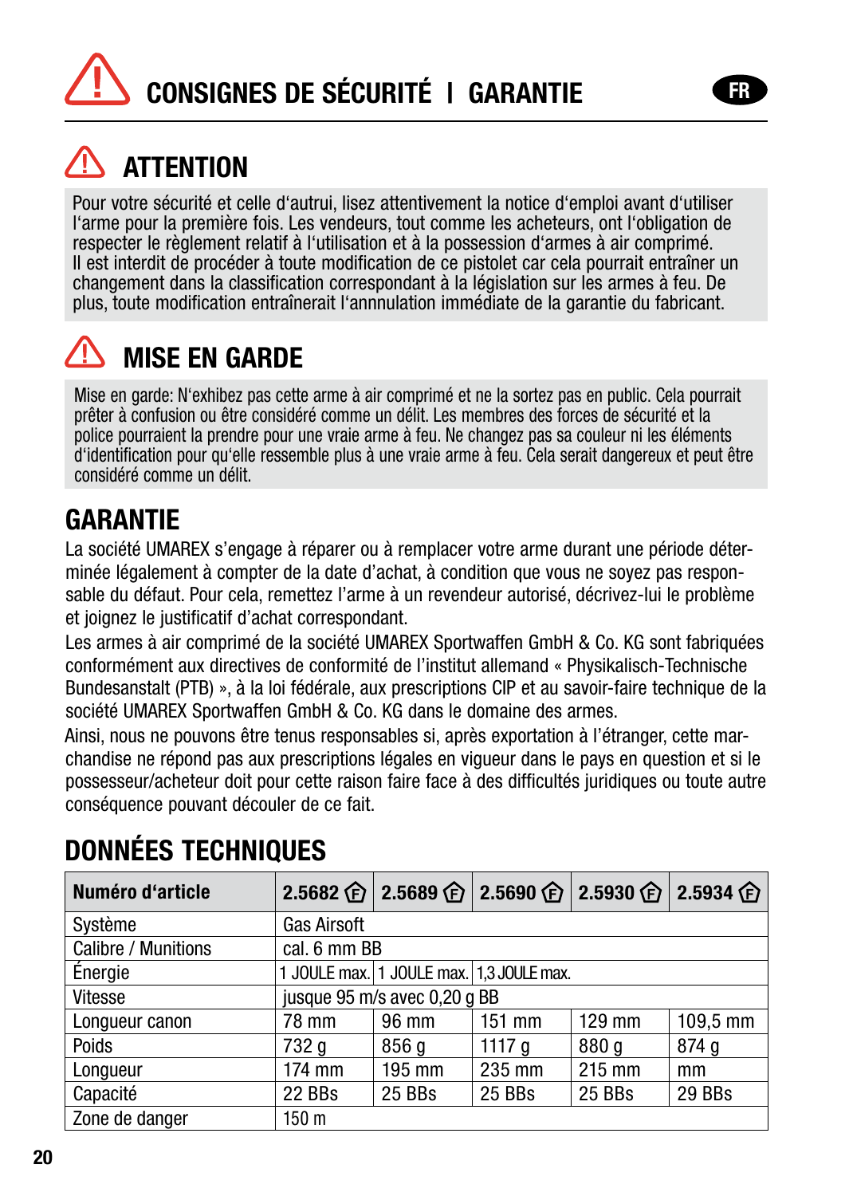# CONSIGNES DE SÉCURITÉ | GARANTIE

FR

## ATTENTION

Pour votre sécurité et celle d'autrui, lisez attentivement la notice d'emploi avant d'utiliser l'arme pour la première fois. Les vendeurs, tout comme les acheteurs, ont l'obligation de respecter le règlement relatif à l'utilisation et à la possession d'armes à air comprimé.
Il est interdit de procéder à toute modification de ce pistolet car cela pourrait entraîner un changement dans la classification correspondant à la législation sur les armes à feu. De plus, toute modification entraînerait l'annulation immédiate de la garantie du fabricant.

## MISE EN GARDE

Mise en garde: N'exhibez pas cette arme à air comprimé et ne la sortez pas en public. Cela pourrait prêter à confusion ou être considéré comme un délit. Les membres des forces de sécurité et la police pourraient la prendre pour une vraie arme à feu. Ne changez pas sa couleur ni les éléments d'identification pour qu'elle ressemble plus à une vraie arme à feu. Cela serait dangereux et peut être considéré comme un délit.

## GARANTIE

La société UMAREX s'engage à réparer ou à remplacer votre arme durant une période déterminée légalement à compter de la date d'achat, à condition que vous ne soyez pas responsable du défaut. Pour cela, remettez l'arme à un revendeur autorisé, décrivez-lui le problème et joignez le justificatif d'achat correspondant.
Les armes à air comprimé de la société UMAREX Sportwaffen GmbH & Co. KG sont fabriquées conformément aux directives de conformité de l'institut allemand « Physikalisch-Technische Bundesanstalt (PTB) », à la loi fédérale, aux prescriptions CIP et au savoir-faire technique de la société UMAREX Sportwaffen GmbH & Co. KG dans le domaine des armes.
Ainsi, nous ne pouvons être tenus responsables si, après exportation à l'étranger, cette marchandise ne répond pas aux prescriptions légales en vigueur dans le pays en question et si le possesseur/acheteur doit pour cette raison faire face à des difficultés juridiques ou toute autre conséquence pouvant découler de ce fait.

## DONNÉES TECHNIQUES

| Numéro d'article | 2.5682 (F) | 2.5689 (F) | 2.5690 (F) | 2.5930 (F) | 2.5934 (F) |
|---|---|---|---|---|---|
| Système | Gas Airsoft | | | | |
| Calibre / Munitions | cal. 6 mm BB | | | | |
| Énergie | 1 JOULE max. | 1 JOULE max. | 1,3 JOULE max. | | |
| Vitesse | jusque 95 m/s avec 0,20 g BB | | | | |
| Longueur canon | 78 mm | 96 mm | 151 mm | 129 mm | 109,5 mm |
| Poids | 732 g | 856 g | 1117 g | 880 g | 874 g |
| Longueur | 174 mm | 195 mm | 235 mm | 215 mm | mm |
| Capacité | 22 BBs | 25 BBs | 25 BBs | 25 BBs | 29 BBs |
| Zone de danger | 150 m | | | | |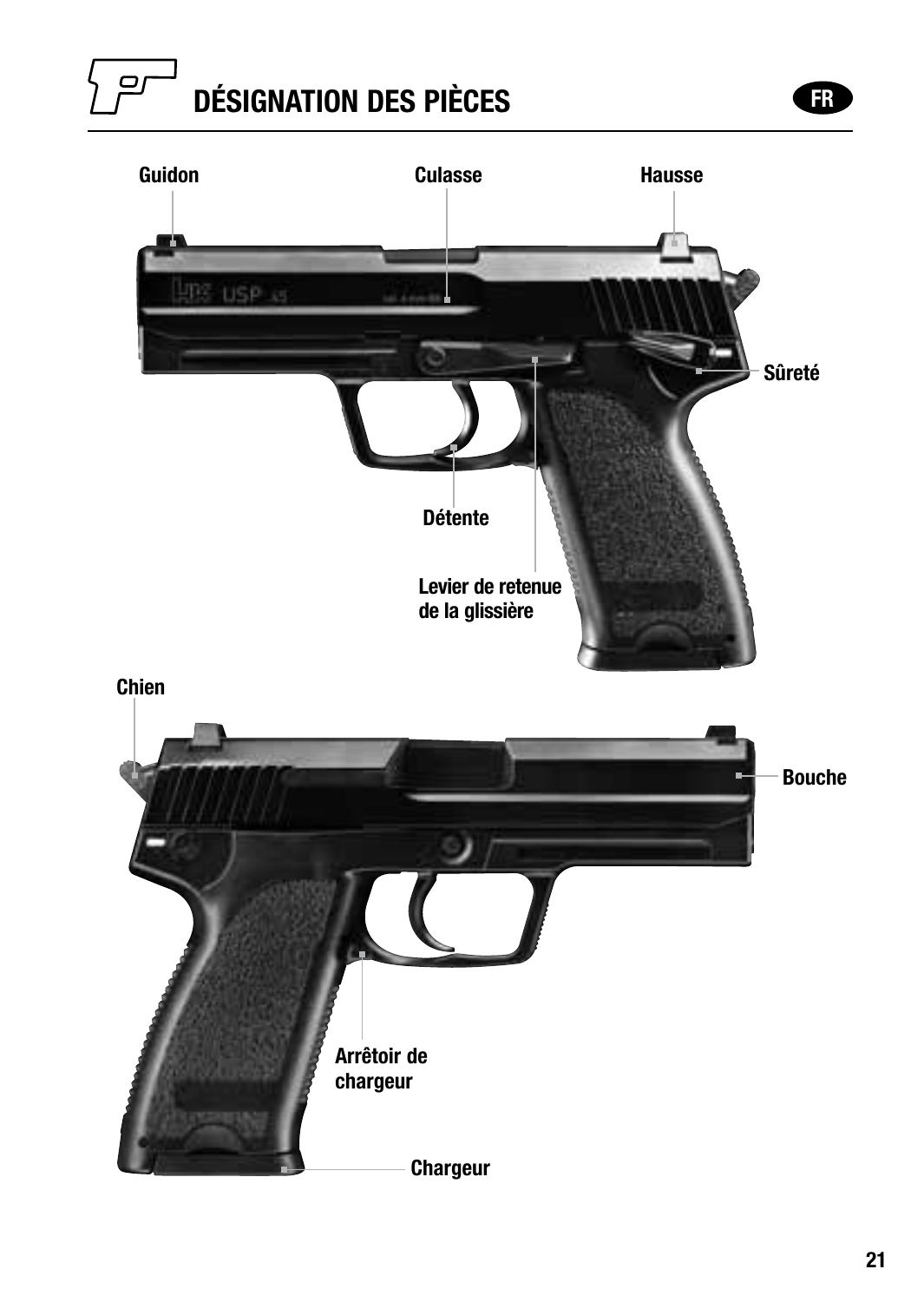# DÉSIGNATION DES PIÈCES

FR

Guidon

Culasse

Hausse

Sûreté

Détente

Levier de retenue de la glissière

Chien

Bouche

Arrêtoir de chargeur

Chargeur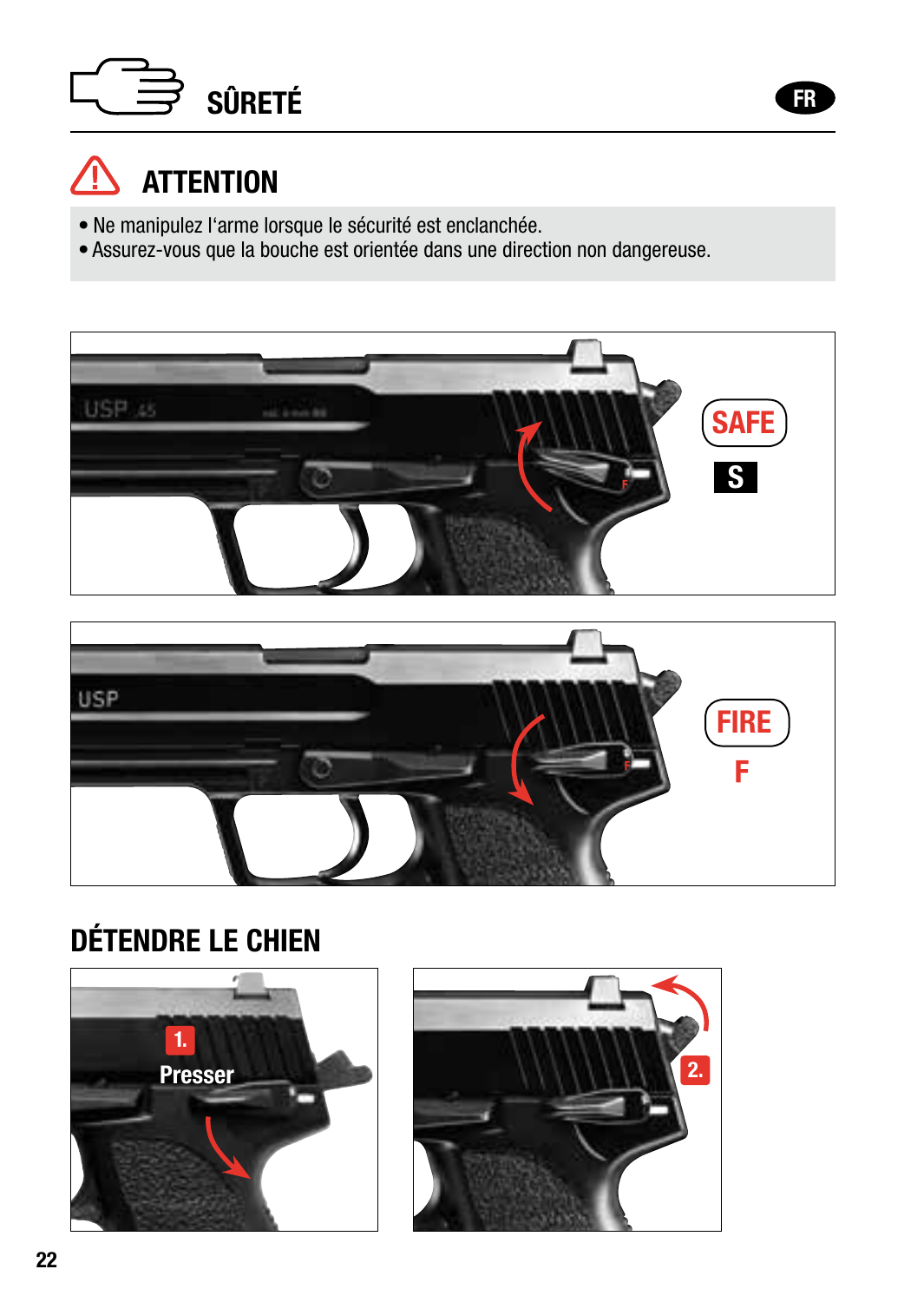# SÛRETÉ

## ATTENTION

- Ne manipulez l'arme lorsque le sécurité est enclanchée.
- Assurez-vous que la bouche est orientée dans une direction non dangereuse.

SAFE

S

FIRE

F

## DÉTENDRE LE CHIEN

1. Presser

2.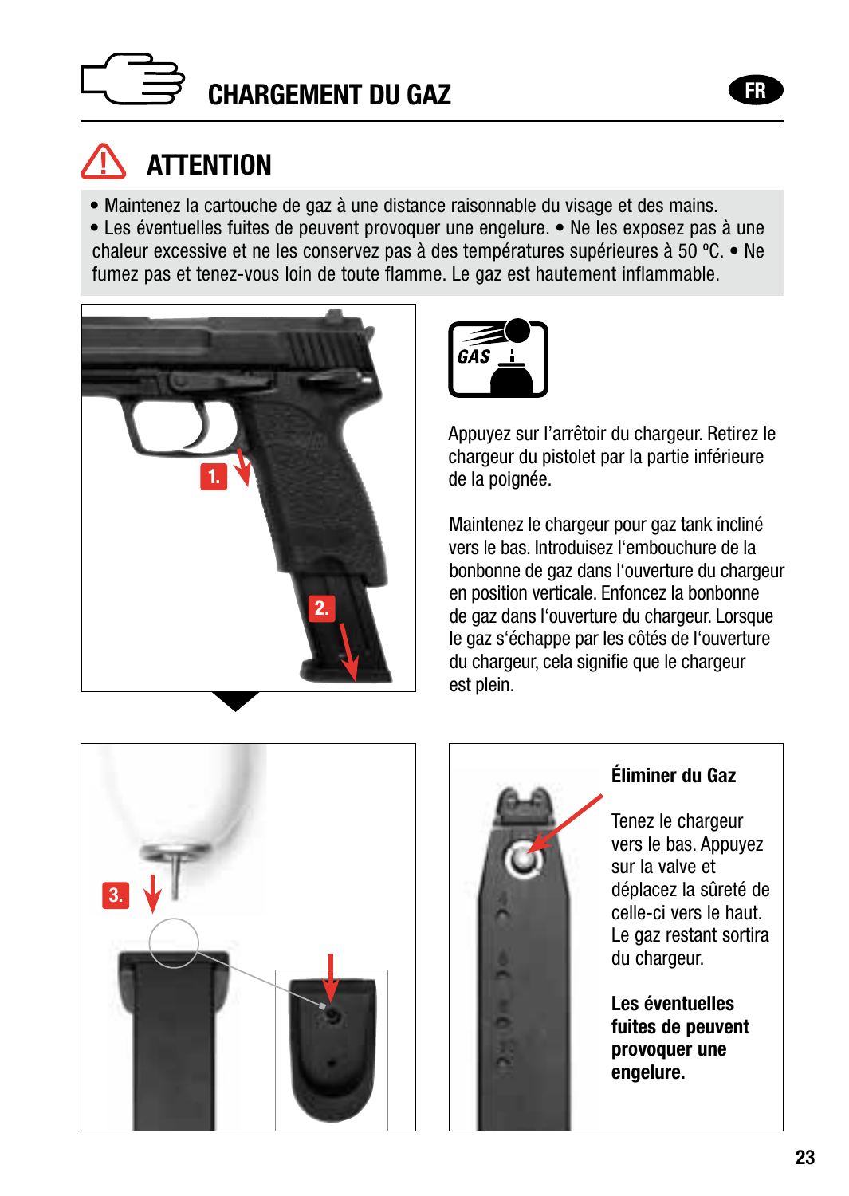# CHARGEMENT DU GAZ

## ATTENTION

- Maintenez la cartouche de gaz à une distance raisonnable du visage et des mains.
- Les éventuelles fuites de peuvent provoquer une engelure. • Ne les exposez pas à une chaleur excessive et ne les conservez pas à des températures supérieures à 50 °C. • Ne fumez pas et tenez-vous loin de toute flamme. Le gaz est hautement inflammable.

Appuyez sur l'arrêtoir du chargeur. Retirez le chargeur du pistolet par la partie inférieure de la poignée.

Maintenez le chargeur pour gaz tank incliné vers le bas. Introduisez l'embouchure de la bonbonne de gaz dans l'ouverture du chargeur en position verticale. Enfoncez la bonbonne de gaz dans l'ouverture du chargeur. Lorsque le gaz s'échappe par les côtés de l'ouverture du chargeur, cela signifie que le chargeur est plein.

**Éliminer du Gaz**

Tenez le chargeur vers le bas. Appuyez sur la valve et déplacez la sûreté de celle-ci vers le haut. Le gaz restant sortira du chargeur.

**Les éventuelles fuites de peuvent provoquer une engelure.**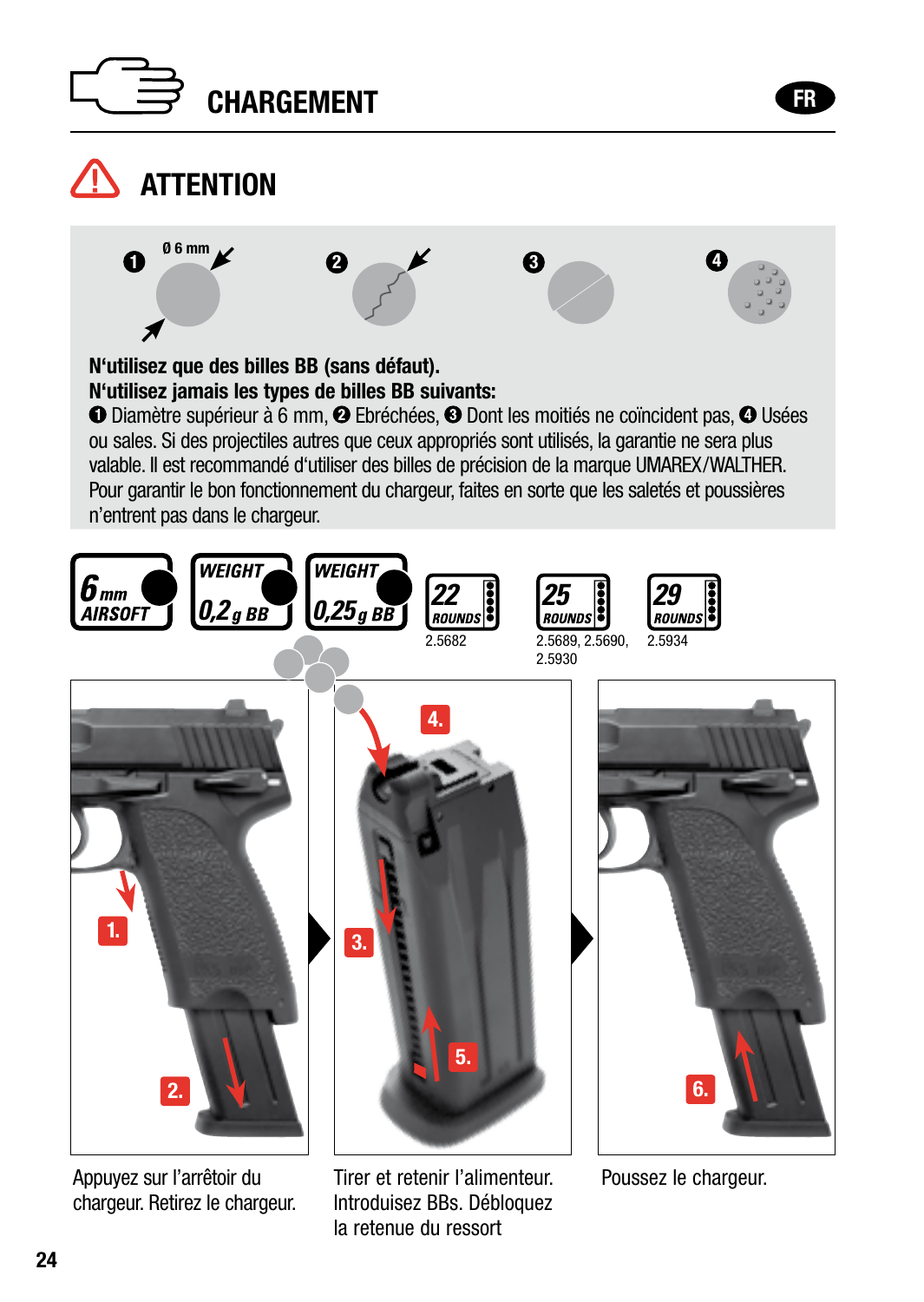# CHARGEMENT

FR

## ATTENTION

❶ Ø 6 mm ❷ ❸ ❹

**N'utilisez que des billes BB (sans défaut).**
**N'utilisez jamais les types de billes BB suivants:**
❶ Diamètre supérieur à 6 mm, ❷ Ebréchées, ❸ Dont les moitiés ne coïncident pas, ❹ Usées ou sales. Si des projectiles autres que ceux appropriés sont utilisés, la garantie ne sera plus valable. Il est recommandé d'utiliser des billes de précision de la marque UMAREX/WALTHER. Pour garantir le bon fonctionnement du chargeur, faites en sorte que les saletés et poussières n'entrent pas dans le chargeur.

6 mm AIRSOFT | WEIGHT 0,2 g BB | WEIGHT 0,25 g BB | 22 ROUNDS 2.5682 | 25 ROUNDS 2.5689, 2.5690, 2.5930 | 29 ROUNDS 2.5934

1. 2.

Appuyez sur l'arrêtoir du chargeur. Retirez le chargeur.

3. 4. 5.

Tirer et retenir l'alimenteur. Introduisez BBs. Débloquez la retenue du ressort

6.

Poussez le chargeur.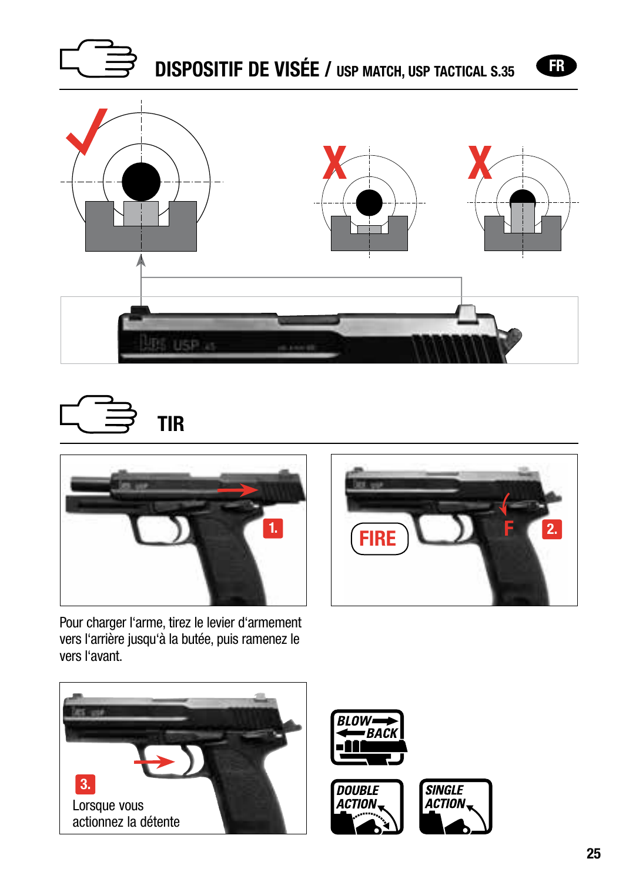## DISPOSITIF DE VISÉE / USP MATCH, USP TACTICAL S.35

## TIR

1.

Pour charger l'arme, tirez le levier d'armement vers l'arrière jusqu'à la butée, puis ramenez le vers l'avant.

2. FIRE F

3. Lorsque vous actionnez la détente

BLOW BACK

DOUBLE ACTION

SINGLE ACTION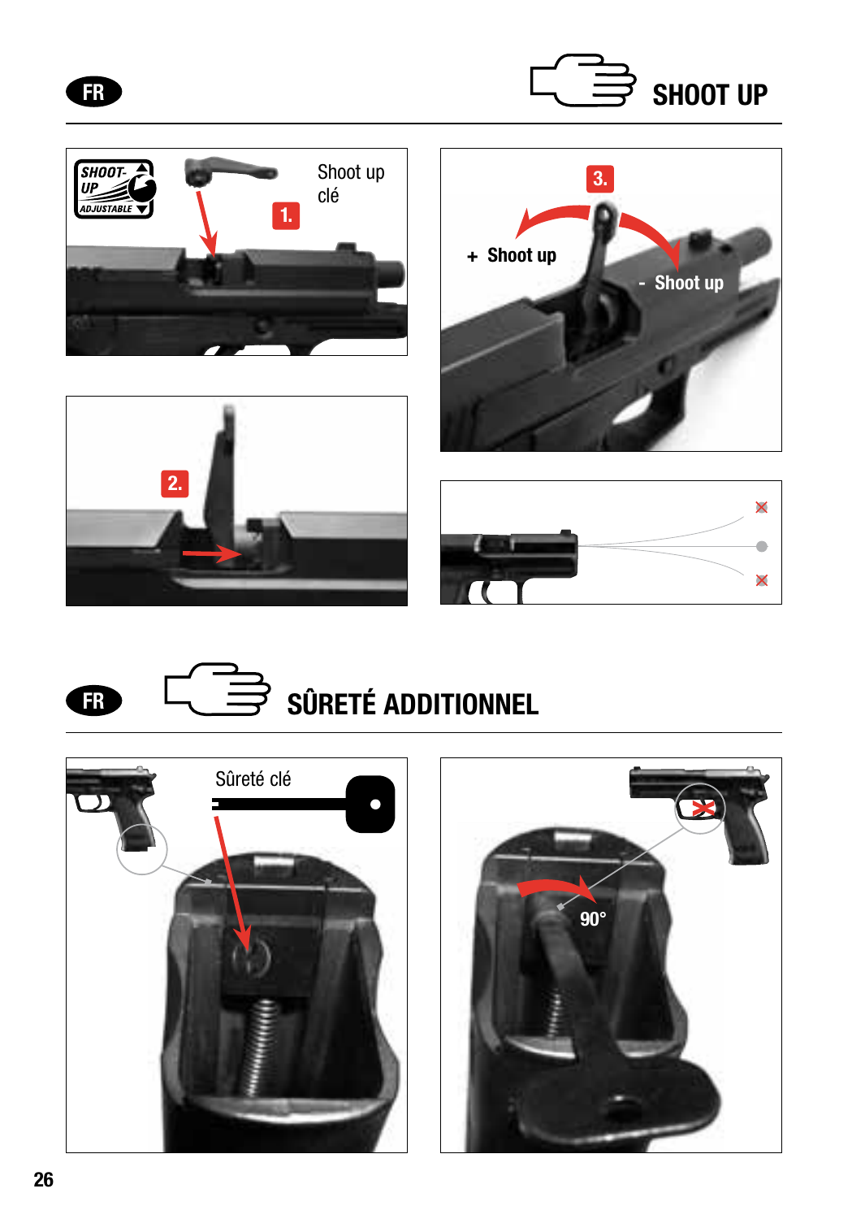FR

## SHOOT UP

SHOOT-UP ADJUSTABLE

1.

Shoot up clé

2.

3.

+ Shoot up

- Shoot up

FR

## SÛRETÉ ADDITIONNEL

Sûreté clé

90°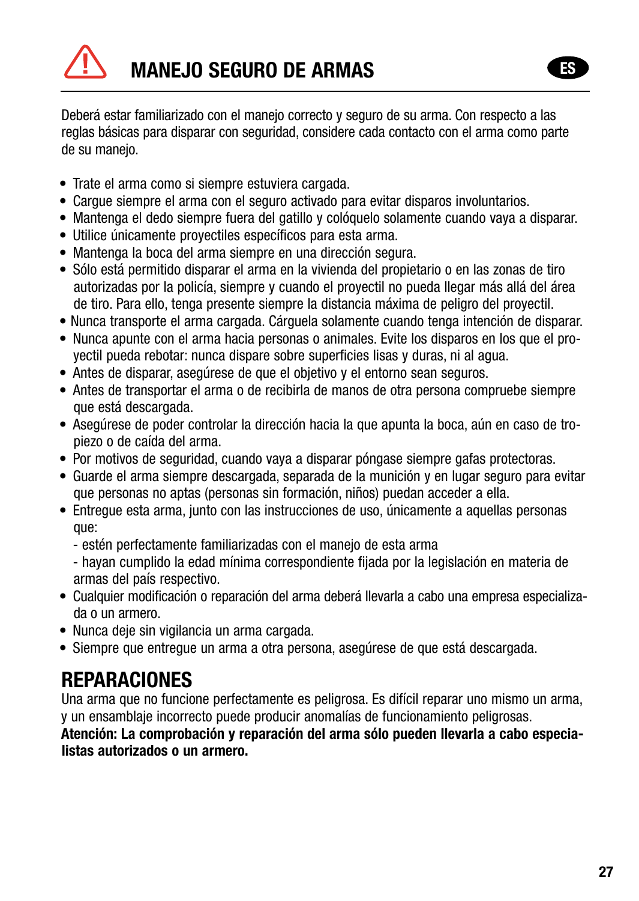# MANEJO SEGURO DE ARMAS

Deberá estar familiarizado con el manejo correcto y seguro de su arma. Con respecto a las reglas básicas para disparar con seguridad, considere cada contacto con el arma como parte de su manejo.

- Trate el arma como si siempre estuviera cargada.
- Cargue siempre el arma con el seguro activado para evitar disparos involuntarios.
- Mantenga el dedo siempre fuera del gatillo y colóquelo solamente cuando vaya a disparar.
- Utilice únicamente proyectiles específicos para esta arma.
- Mantenga la boca del arma siempre en una dirección segura.
- Sólo está permitido disparar el arma en la vivienda del propietario o en las zonas de tiro autorizadas por la policía, siempre y cuando el proyectil no pueda llegar más allá del área de tiro. Para ello, tenga presente siempre la distancia máxima de peligro del proyectil.
- Nunca transporte el arma cargada. Cárguela solamente cuando tenga intención de disparar.
- Nunca apunte con el arma hacia personas o animales. Evite los disparos en los que el proyectil pueda rebotar: nunca dispare sobre superficies lisas y duras, ni al agua.
- Antes de disparar, asegúrese de que el objetivo y el entorno sean seguros.
- Antes de transportar el arma o de recibirla de manos de otra persona compruebe siempre que está descargada.
- Asegúrese de poder controlar la dirección hacia la que apunta la boca, aún en caso de tropiezo o de caída del arma.
- Por motivos de seguridad, cuando vaya a disparar póngase siempre gafas protectoras.
- Guarde el arma siempre descargada, separada de la munición y en lugar seguro para evitar que personas no aptas (personas sin formación, niños) puedan acceder a ella.
- Entregue esta arma, junto con las instrucciones de uso, únicamente a aquellas personas que:
  - estén perfectamente familiarizadas con el manejo de esta arma
  - hayan cumplido la edad mínima correspondiente fijada por la legislación en materia de armas del país respectivo.
- Cualquier modificación o reparación del arma deberá llevarla a cabo una empresa especializada o un armero.
- Nunca deje sin vigilancia un arma cargada.
- Siempre que entregue un arma a otra persona, asegúrese de que está descargada.

# REPARACIONES

Una arma que no funcione perfectamente es peligrosa. Es difícil reparar uno mismo un arma, y un ensamblaje incorrecto puede producir anomalías de funcionamiento peligrosas.

**Atención: La comprobación y reparación del arma sólo pueden llevarla a cabo especialistas autorizados o un armero.**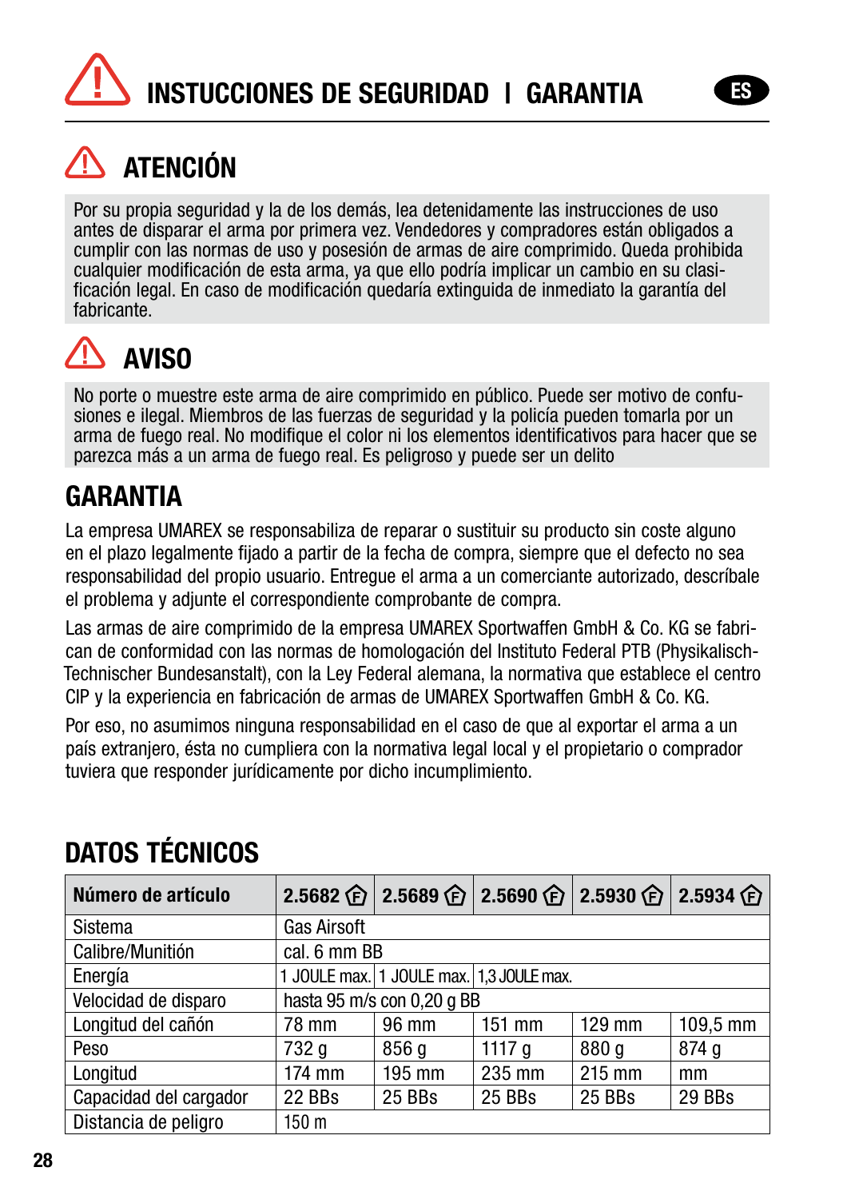# INSTUCCIONES DE SEGURIDAD | GARANTIA

ES

## ATENCIÓN

Por su propia seguridad y la de los demás, lea detenidamente las instrucciones de uso antes de disparar el arma por primera vez. Vendedores y compradores están obligados a cumplir con las normas de uso y posesión de armas de aire comprimido. Queda prohibida cualquier modificación de esta arma, ya que ello podría implicar un cambio en su clasificación legal. En caso de modificación quedaría extinguida de inmediato la garantía del fabricante.

## AVISO

No porte o muestre este arma de aire comprimido en público. Puede ser motivo de confusiones e ilegal. Miembros de las fuerzas de seguridad y la policía pueden tomarla por un arma de fuego real. No modifique el color ni los elementos identificativos para hacer que se parezca más a un arma de fuego real. Es peligroso y puede ser un delito

## GARANTIA

La empresa UMAREX se responsabiliza de reparar o sustituir su producto sin coste alguno en el plazo legalmente fijado a partir de la fecha de compra, siempre que el defecto no sea responsabilidad del propio usuario. Entregue el arma a un comerciante autorizado, descríbale el problema y adjunte el correspondiente comprobante de compra.

Las armas de aire comprimido de la empresa UMAREX Sportwaffen GmbH & Co. KG se fabrican de conformidad con las normas de homologación del Instituto Federal PTB (Physikalisch-Technischer Bundesanstalt), con la Ley Federal alemana, la normativa que establece el centro CIP y la experiencia en fabricación de armas de UMAREX Sportwaffen GmbH & Co. KG.

Por eso, no asumimos ninguna responsabilidad en el caso de que al exportar el arma a un país extranjero, ésta no cumpliera con la normativa legal local y el propietario o comprador tuviera que responder jurídicamente por dicho incumplimiento.

## DATOS TÉCNICOS

| Número de artículo | 2.5682 (F) | 2.5689 (F) | 2.5690 (F) | 2.5930 (F) | 2.5934 (F) |
|---|---|---|---|---|---|
| Sistema | Gas Airsoft | | | | |
| Calibre/Munitión | cal. 6 mm BB | | | | |
| Energía | 1 JOULE max. | 1 JOULE max. | 1,3 JOULE max. | | |
| Velocidad de disparo | hasta 95 m/s con 0,20 g BB | | | | |
| Longitud del cañón | 78 mm | 96 mm | 151 mm | 129 mm | 109,5 mm |
| Peso | 732 g | 856 g | 1117 g | 880 g | 874 g |
| Longitud | 174 mm | 195 mm | 235 mm | 215 mm | mm |
| Capacidad del cargador | 22 BBs | 25 BBs | 25 BBs | 25 BBs | 29 BBs |
| Distancia de peligro | 150 m | | | | |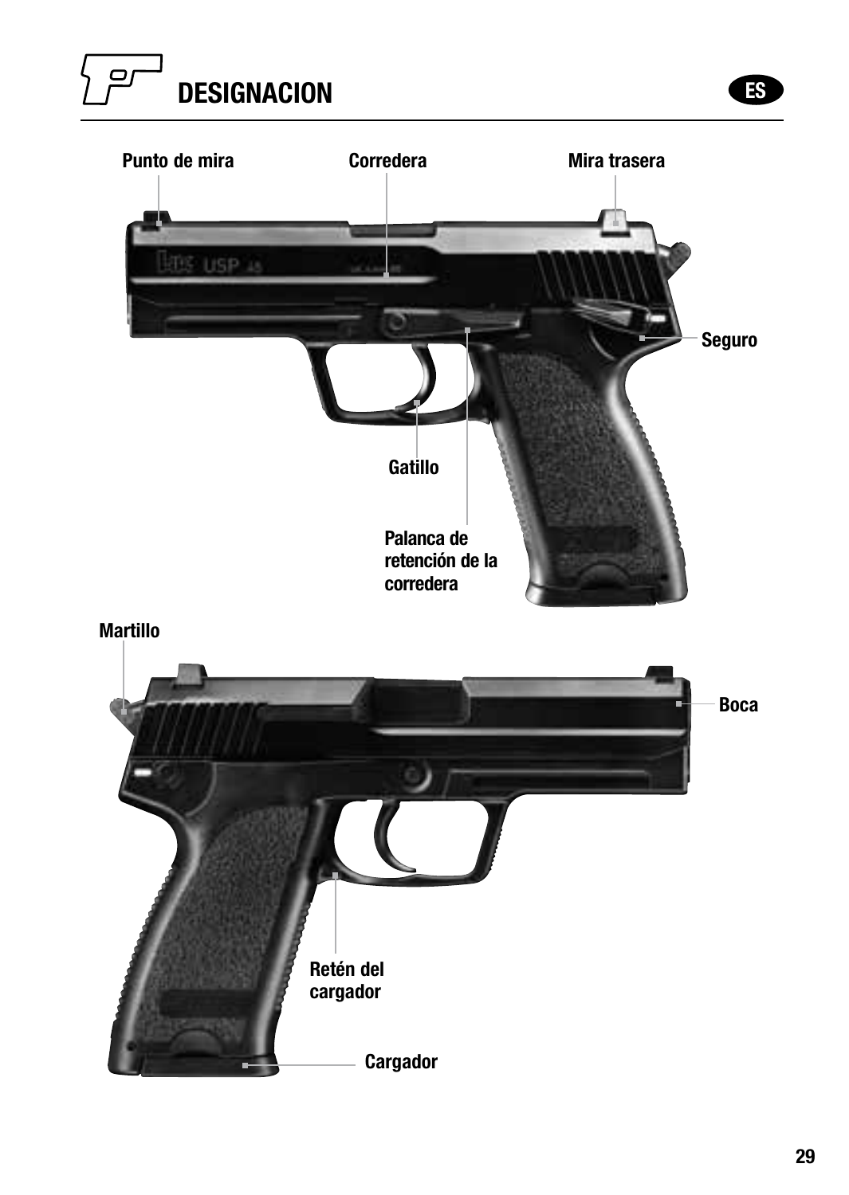# DESIGNACION

Punto de mira

Corredera

Mira trasera

Seguro

Gatillo

Palanca de retención de la corredera

Martillo

Boca

Retén del cargador

Cargador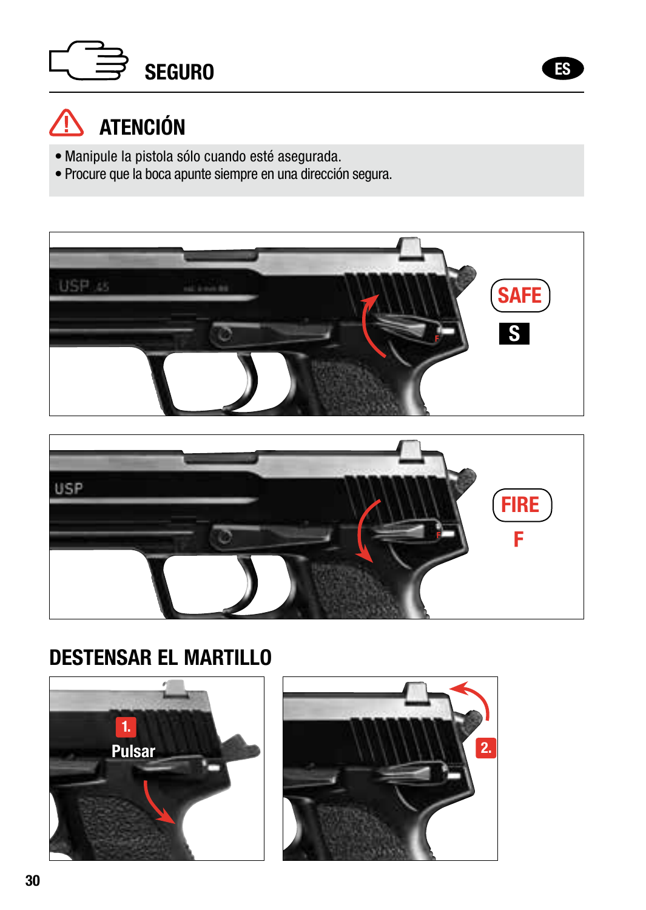## SEGURO

### ATENCIÓN

- Manipule la pistola sólo cuando esté asegurada.
- Procure que la boca apunte siempre en una dirección segura.

SAFE
S

FIRE
F

## DESTENSAR EL MARTILLO

1. Pulsar

2.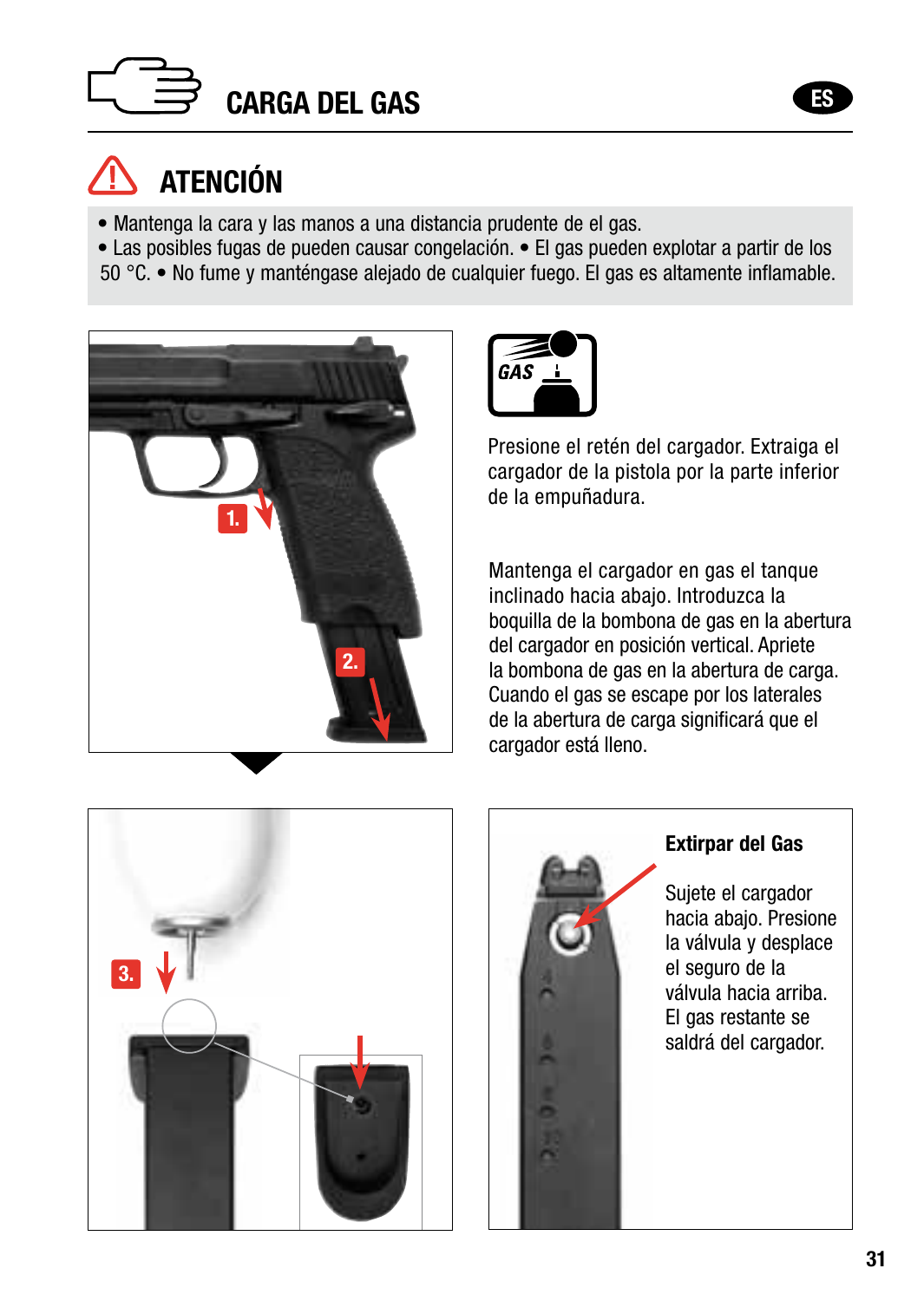# CARGA DEL GAS

## ATENCIÓN

- Mantenga la cara y las manos a una distancia prudente de el gas.
- Las posibles fugas de pueden causar congelación. • El gas pueden explotar a partir de los 50 °C. • No fume y manténgase alejado de cualquier fuego. El gas es altamente inflamable.

1.

2.

GAS

Presione el retén del cargador. Extraiga el cargador de la pistola por la parte inferior de la empuñadura.

Mantenga el cargador en gas el tanque inclinado hacia abajo. Introduzca la boquilla de la bombona de gas en la abertura del cargador en posición vertical. Apriete la bombona de gas en la abertura de carga. Cuando el gas se escape por los laterales de la abertura de carga significará que el cargador está lleno.

3.

**Extirpar del Gas**

Sujete el cargador hacia abajo. Presione la válvula y desplace el seguro de la válvula hacia arriba. El gas restante se saldrá del cargador.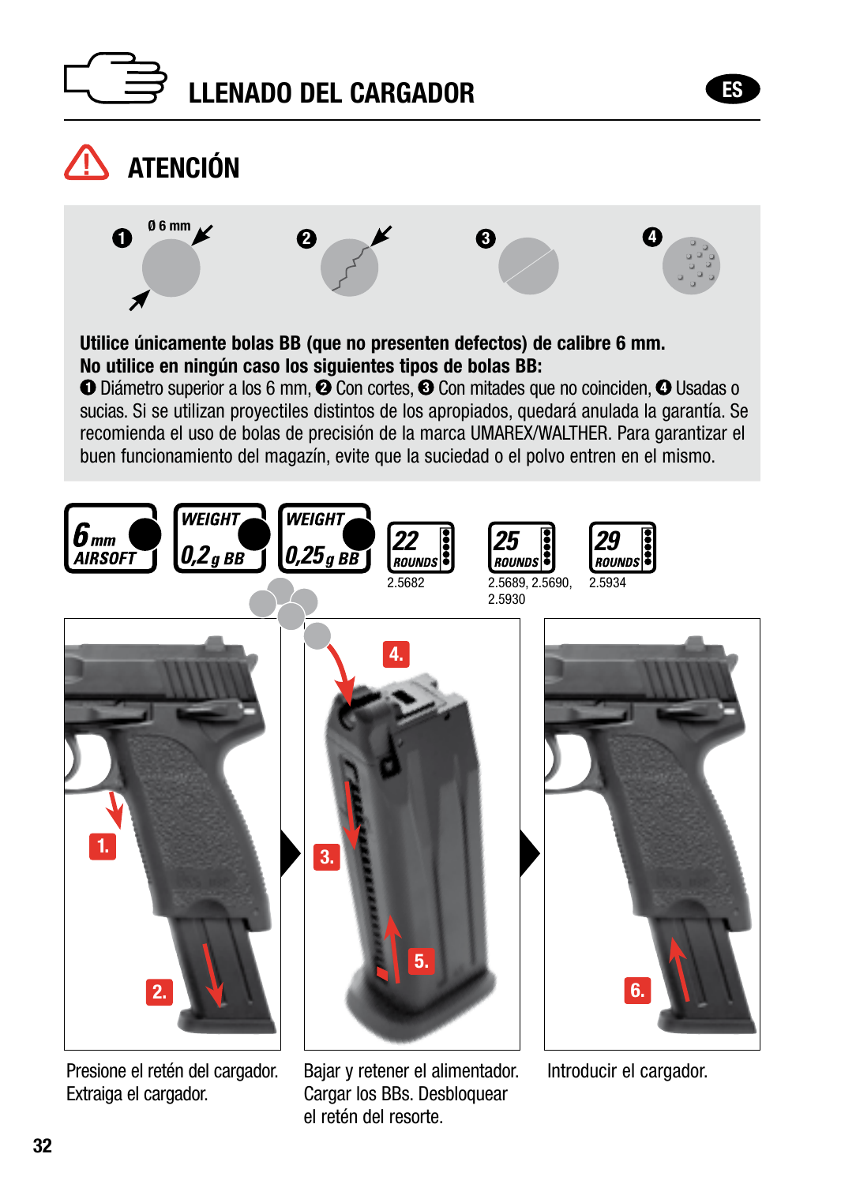# LLENADO DEL CARGADOR

## ATENCIÓN

❶ Ø 6 mm ❷ ❸ ❹

**Utilice únicamente bolas BB (que no presenten defectos) de calibre 6 mm.**
**No utilice en ningún caso los siguientes tipos de bolas BB:**
❶ Diámetro superior a los 6 mm, ❷ Con cortes, ❸ Con mitades que no coinciden, ❹ Usadas o sucias. Si se utilizan proyectiles distintos de los apropiados, quedará anulada la garantía. Se recomienda el uso de bolas de precisión de la marca UMAREX/WALTHER. Para garantizar el buen funcionamiento del magazín, evite que la suciedad o el polvo entren en el mismo.

6 mm AIRSOFT | WEIGHT 0,2 g BB | WEIGHT 0,25 g BB | 22 ROUNDS 2.5682 | 25 ROUNDS 2.5689, 2.5690, 2.5930 | 29 ROUNDS 2.5934

1. 2. Presione el retén del cargador. Extraiga el cargador.

3. 4. 5. Bajar y retener el alimentador. Cargar los BBs. Desbloquear el retén del resorte.

6. Introducir el cargador.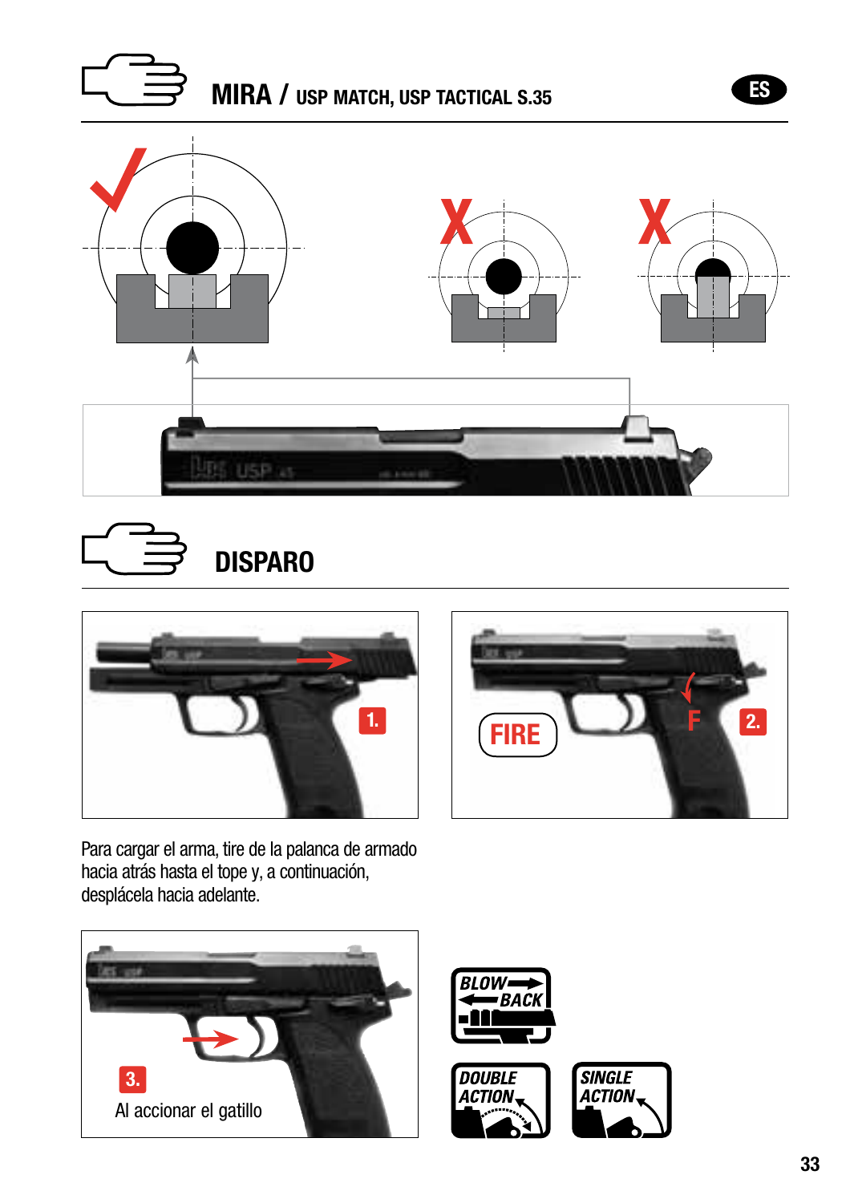# MIRA / USP MATCH, USP TACTICAL S.35

# DISPARO

1.

FIRE

F

2.

Para cargar el arma, tire de la palanca de armado hacia atrás hasta el tope y, a continuación, desplácela hacia adelante.

3.

Al accionar el gatillo

BLOW BACK

DOUBLE ACTION

SINGLE ACTION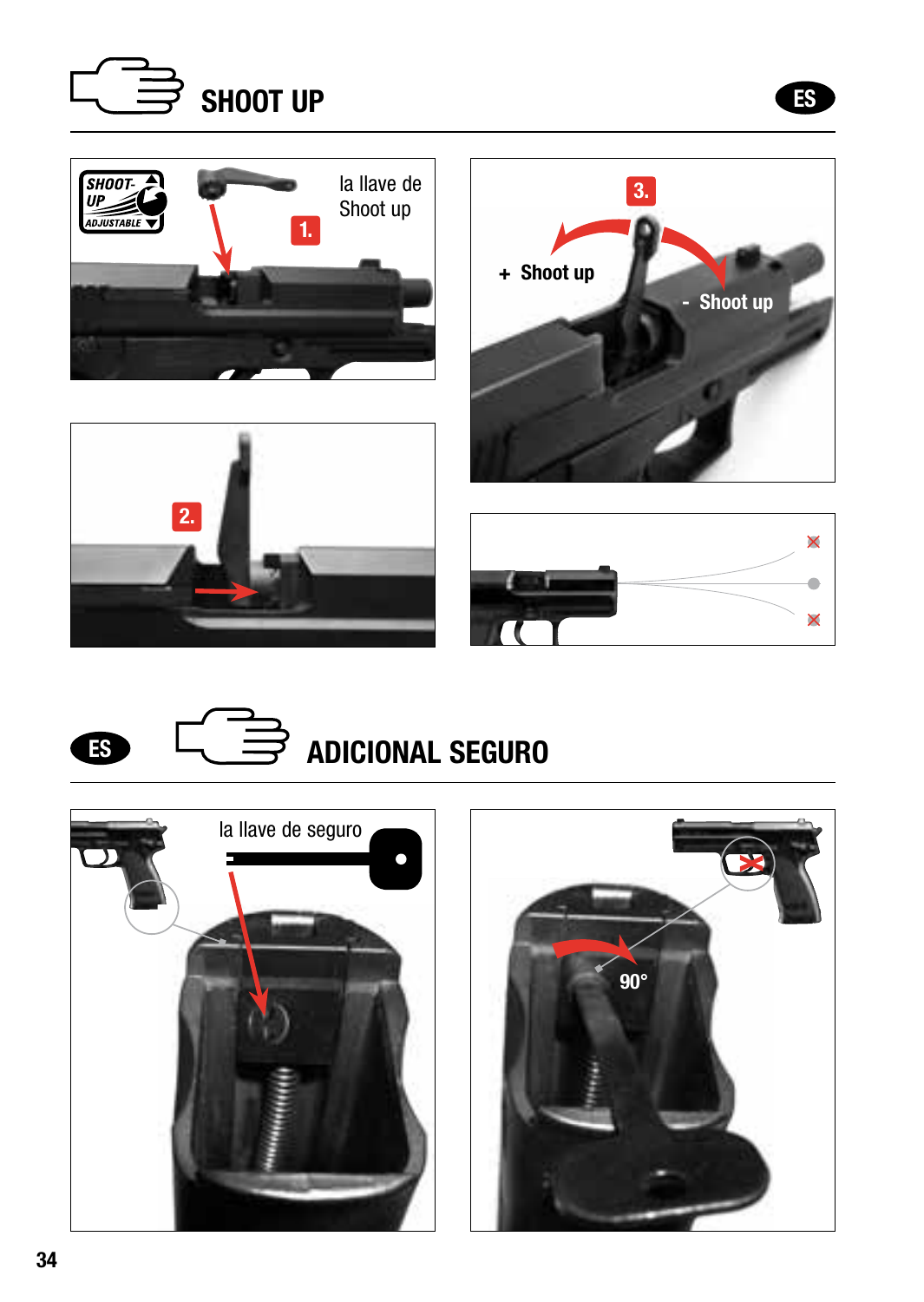# SHOOT UP

ES

la llave de Shoot up

1.

2.

3.

+ Shoot up

- Shoot up

# ADICIONAL SEGURO

ES

la llave de seguro

90°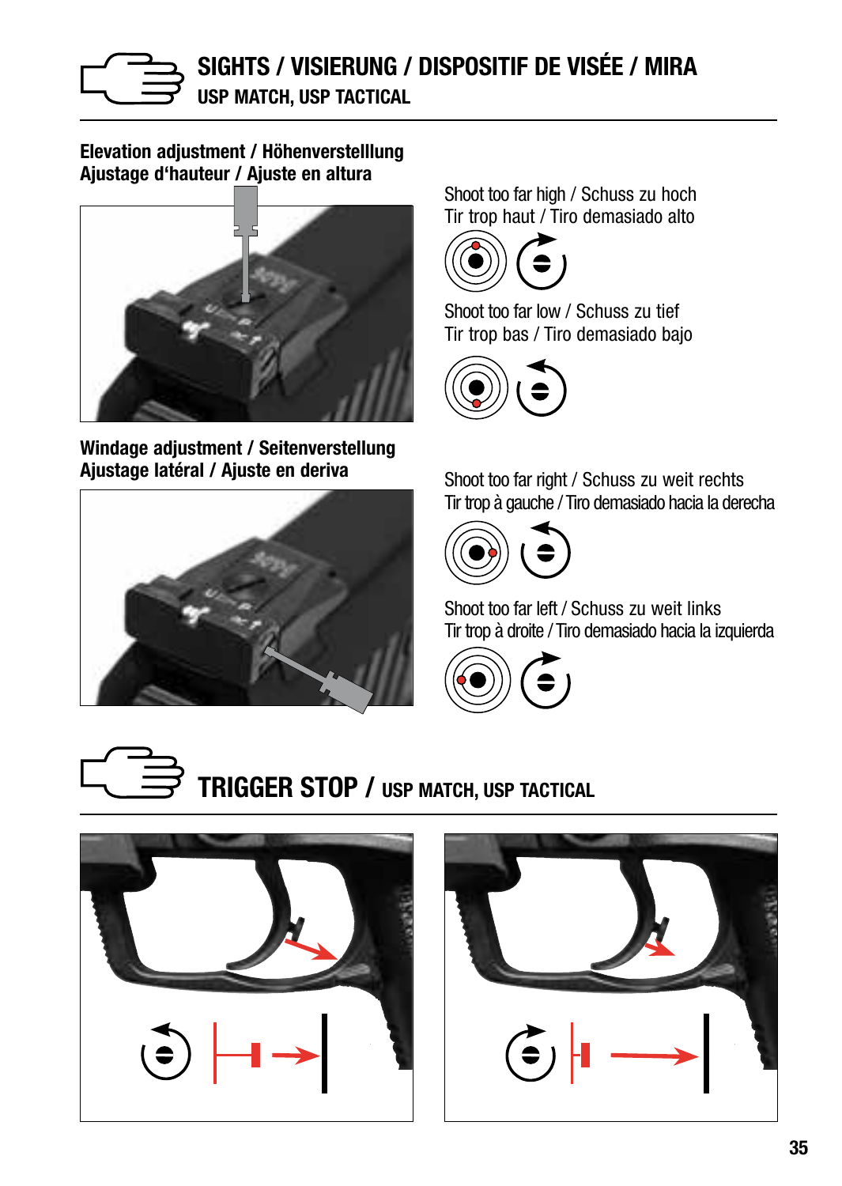## SIGHTS / VISIERUNG / DISPOSITIF DE VISÉE / MIRA

**USP MATCH, USP TACTICAL**

### Elevation adjustment / Höhenverstelllung
### Ajustage d'hauteur / Ajuste en altura

Shoot too far high / Schuss zu hoch
Tir trop haut / Tiro demasiado alto

Shoot too far low / Schuss zu tief
Tir trop bas / Tiro demasiado bajo

### Windage adjustment / Seitenverstellung
### Ajustage latéral / Ajuste en deriva

Shoot too far right / Schuss zu weit rechts
Tir trop à gauche / Tiro demasiado hacia la derecha

Shoot too far left / Schuss zu weit links
Tir trop à droite / Tiro demasiado hacia la izquierda

## TRIGGER STOP / USP MATCH, USP TACTICAL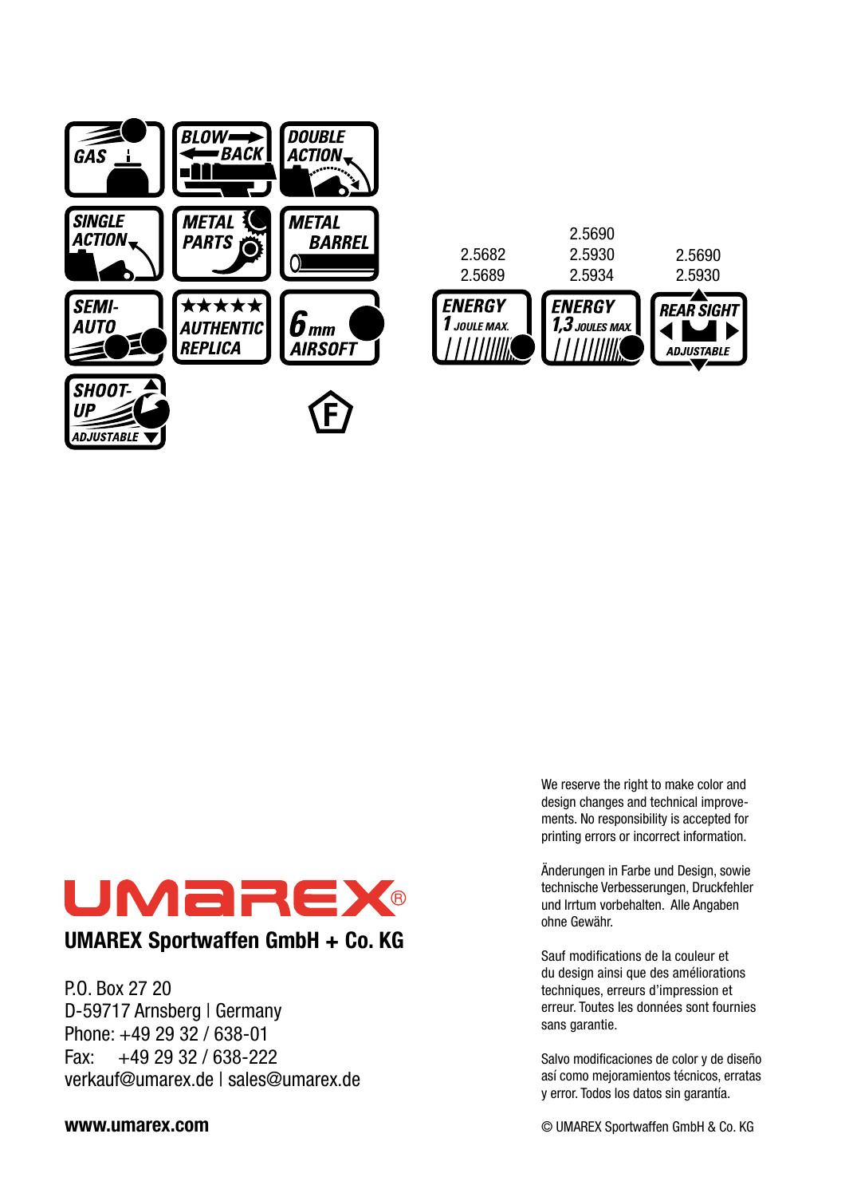GAS

BLOW BACK

DOUBLE ACTION

SINGLE ACTION

METAL PARTS

METAL BARREL

SEMI-AUTO

★★★★★ AUTHENTIC REPLICA

6 mm AIRSOFT

SHOOT-UP ADJUSTABLE

F

2.5682
2.5689

ENERGY 1 JOULE MAX.

2.5690
2.5930
2.5934

ENERGY 1,3 JOULES MAX.

2.5690
2.5930

REAR SIGHT ADJUSTABLE

UMAREX®

**UMAREX Sportwaffen GmbH + Co. KG**

P.O. Box 27 20
D-59717 Arnsberg | Germany
Phone: +49 29 32 / 638-01
Fax: +49 29 32 / 638-222
verkauf@umarex.de | sales@umarex.de

**www.umarex.com**

We reserve the right to make color and design changes and technical improvements. No responsibility is accepted for printing errors or incorrect information.

Änderungen in Farbe und Design, sowie technische Verbesserungen, Druckfehler und Irrtum vorbehalten. Alle Angaben ohne Gewähr.

Sauf modifications de la couleur et du design ainsi que des améliorations techniques, erreurs d'impression et erreur. Toutes les données sont fournies sans garantie.

Salvo modificaciones de color y de diseño así como mejoramientos técnicos, erratas y error. Todos los datos sin garantía.

© UMAREX Sportwaffen GmbH & Co. KG